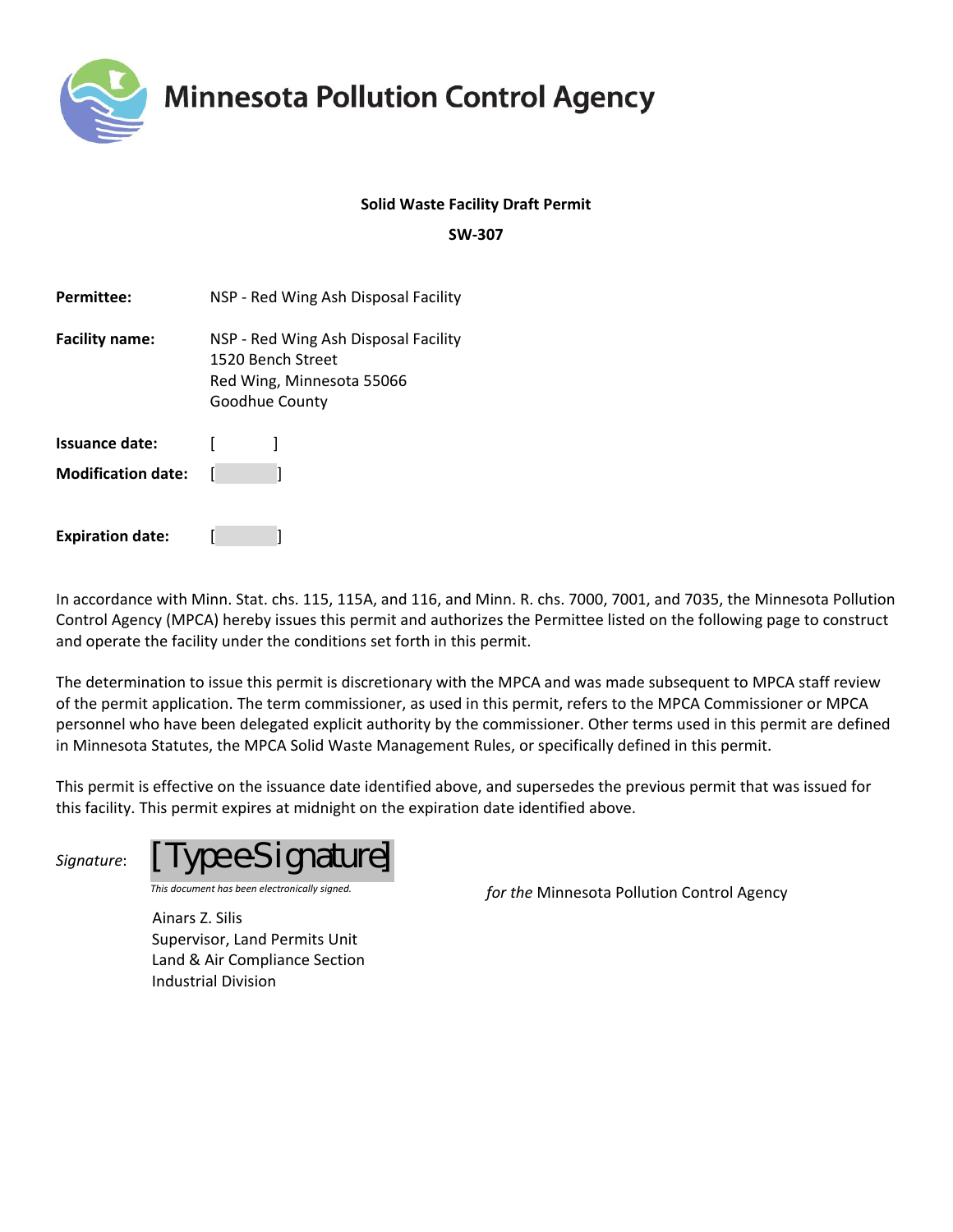# Minnesota Pollution Control Agency

**Solid Waste Facility Draft Permit**

**SW-307**

**Permittee:** NSP - Red Wing Ash Disposal Facility

**Facility name:** NSP - Red Wing Ash Disposal Facility
1520 Bench Street
Red Wing, Minnesota 55066
Goodhue County

**Issuance date:** [ ]

**Modification date:** [ ]

**Expiration date:** [ ]

In accordance with Minn. Stat. chs. 115, 115A, and 116, and Minn. R. chs. 7000, 7001, and 7035, the Minnesota Pollution Control Agency (MPCA) hereby issues this permit and authorizes the Permittee listed on the following page to construct and operate the facility under the conditions set forth in this permit.

The determination to issue this permit is discretionary with the MPCA and was made subsequent to MPCA staff review of the permit application. The term commissioner, as used in this permit, refers to the MPCA Commissioner or MPCA personnel who have been delegated explicit authority by the commissioner. Other terms used in this permit are defined in Minnesota Statutes, the MPCA Solid Waste Management Rules, or specifically defined in this permit.

This permit is effective on the issuance date identified above, and supersedes the previous permit that was issued for this facility. This permit expires at midnight on the expiration date identified above.

*Signature*: [TypeeSignature]

*This document has been electronically signed.*

*for the* Minnesota Pollution Control Agency

Ainars Z. Silis
Supervisor, Land Permits Unit
Land & Air Compliance Section
Industrial Division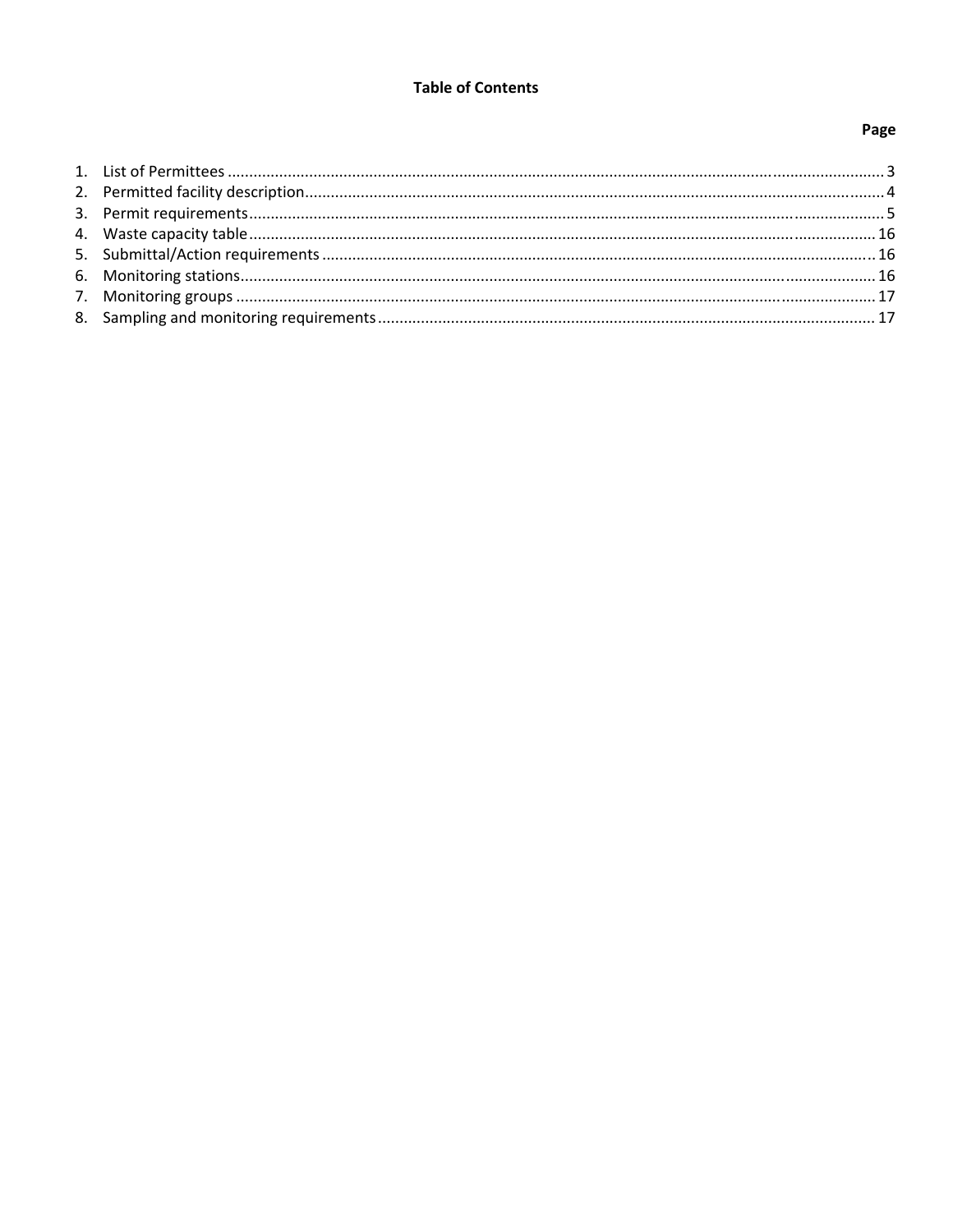**Table of Contents**

| | Page |
|---|---|
| 1. List of Permittees | 3 |
| 2. Permitted facility description | 4 |
| 3. Permit requirements | 5 |
| 4. Waste capacity table | 16 |
| 5. Submittal/Action requirements | 16 |
| 6. Monitoring stations | 16 |
| 7. Monitoring groups | 17 |
| 8. Sampling and monitoring requirements | 17 |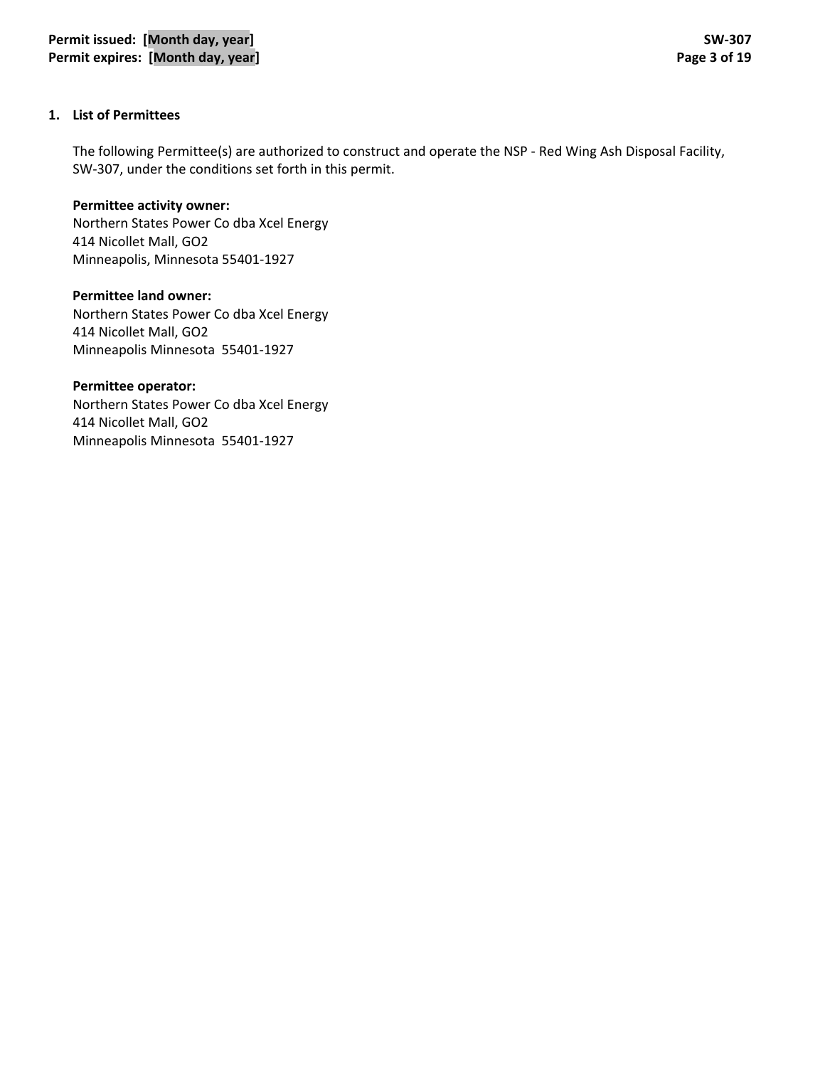## 1. List of Permittees

The following Permittee(s) are authorized to construct and operate the NSP - Red Wing Ash Disposal Facility, SW-307, under the conditions set forth in this permit.

**Permittee activity owner:**
Northern States Power Co dba Xcel Energy
414 Nicollet Mall, GO2
Minneapolis, Minnesota 55401-1927

**Permittee land owner:**
Northern States Power Co dba Xcel Energy
414 Nicollet Mall, GO2
Minneapolis Minnesota 55401-1927

**Permittee operator:**
Northern States Power Co dba Xcel Energy
414 Nicollet Mall, GO2
Minneapolis Minnesota 55401-1927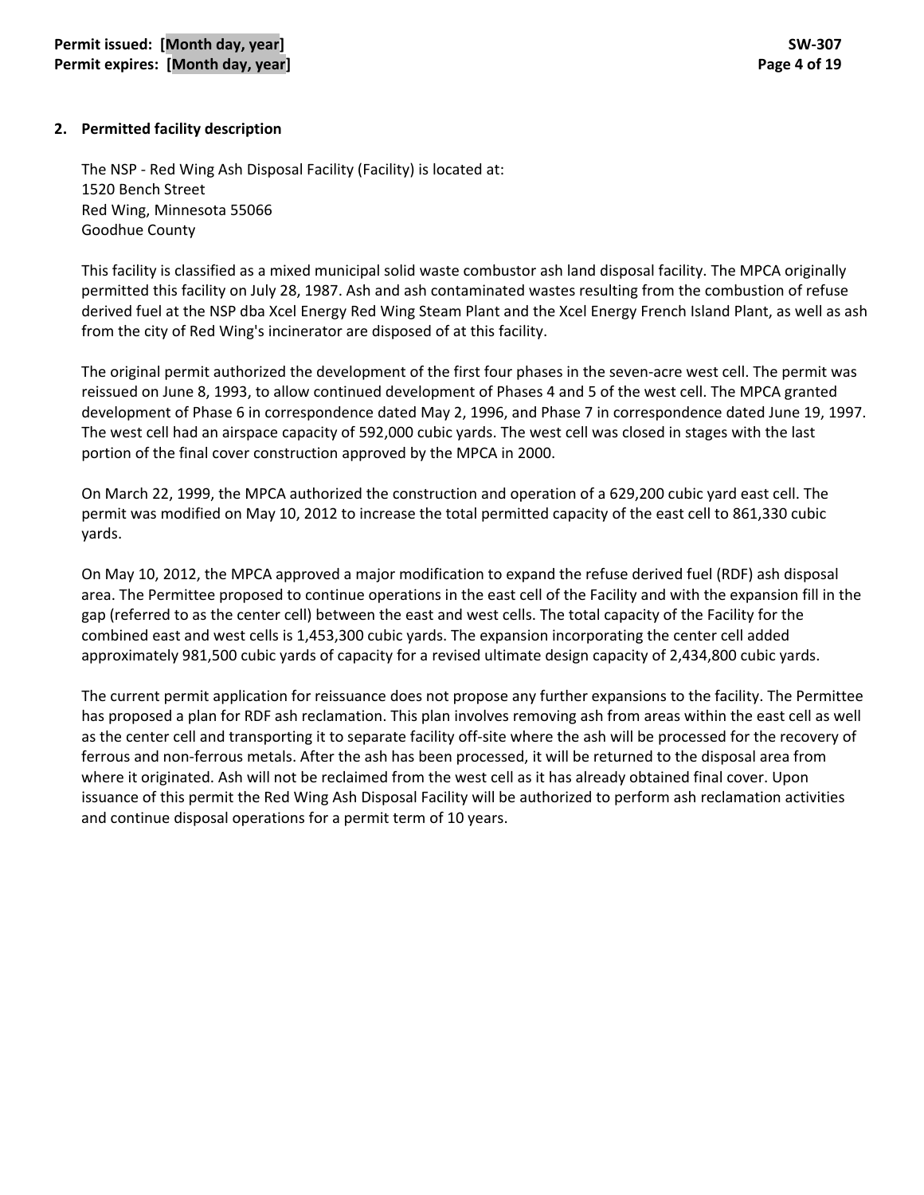## 2. Permitted facility description

The NSP - Red Wing Ash Disposal Facility (Facility) is located at:
1520 Bench Street
Red Wing, Minnesota 55066
Goodhue County

This facility is classified as a mixed municipal solid waste combustor ash land disposal facility. The MPCA originally permitted this facility on July 28, 1987. Ash and ash contaminated wastes resulting from the combustion of refuse derived fuel at the NSP dba Xcel Energy Red Wing Steam Plant and the Xcel Energy French Island Plant, as well as ash from the city of Red Wing's incinerator are disposed of at this facility.

The original permit authorized the development of the first four phases in the seven-acre west cell. The permit was reissued on June 8, 1993, to allow continued development of Phases 4 and 5 of the west cell. The MPCA granted development of Phase 6 in correspondence dated May 2, 1996, and Phase 7 in correspondence dated June 19, 1997. The west cell had an airspace capacity of 592,000 cubic yards. The west cell was closed in stages with the last portion of the final cover construction approved by the MPCA in 2000.

On March 22, 1999, the MPCA authorized the construction and operation of a 629,200 cubic yard east cell. The permit was modified on May 10, 2012 to increase the total permitted capacity of the east cell to 861,330 cubic yards.

On May 10, 2012, the MPCA approved a major modification to expand the refuse derived fuel (RDF) ash disposal area. The Permittee proposed to continue operations in the east cell of the Facility and with the expansion fill in the gap (referred to as the center cell) between the east and west cells. The total capacity of the Facility for the combined east and west cells is 1,453,300 cubic yards. The expansion incorporating the center cell added approximately 981,500 cubic yards of capacity for a revised ultimate design capacity of 2,434,800 cubic yards.

The current permit application for reissuance does not propose any further expansions to the facility. The Permittee has proposed a plan for RDF ash reclamation. This plan involves removing ash from areas within the east cell as well as the center cell and transporting it to separate facility off-site where the ash will be processed for the recovery of ferrous and non-ferrous metals. After the ash has been processed, it will be returned to the disposal area from where it originated. Ash will not be reclaimed from the west cell as it has already obtained final cover. Upon issuance of this permit the Red Wing Ash Disposal Facility will be authorized to perform ash reclamation activities and continue disposal operations for a permit term of 10 years.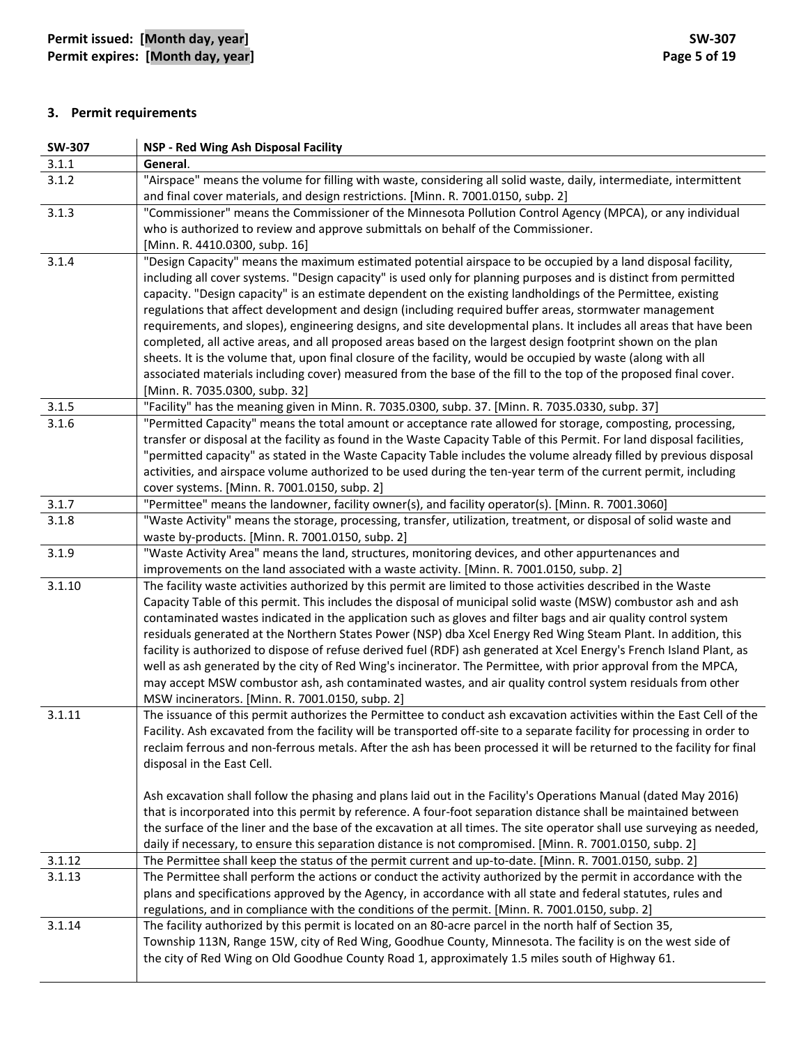## 3. Permit requirements

| SW-307 | NSP - Red Wing Ash Disposal Facility |
|---|---|
| 3.1.1 | **General**. |
| 3.1.2 | "Airspace" means the volume for filling with waste, considering all solid waste, daily, intermediate, intermittent and final cover materials, and design restrictions. [Minn. R. 7001.0150, subp. 2] |
| 3.1.3 | "Commissioner" means the Commissioner of the Minnesota Pollution Control Agency (MPCA), or any individual who is authorized to review and approve submittals on behalf of the Commissioner. [Minn. R. 4410.0300, subp. 16] |
| 3.1.4 | "Design Capacity" means the maximum estimated potential airspace to be occupied by a land disposal facility, including all cover systems. "Design capacity" is used only for planning purposes and is distinct from permitted capacity. "Design capacity" is an estimate dependent on the existing landholdings of the Permittee, existing regulations that affect development and design (including required buffer areas, stormwater management requirements, and slopes), engineering designs, and site developmental plans. It includes all areas that have been completed, all active areas, and all proposed areas based on the largest design footprint shown on the plan sheets. It is the volume that, upon final closure of the facility, would be occupied by waste (along with all associated materials including cover) measured from the base of the fill to the top of the proposed final cover. [Minn. R. 7035.0300, subp. 32] |
| 3.1.5 | "Facility" has the meaning given in Minn. R. 7035.0300, subp. 37. [Minn. R. 7035.0330, subp. 37] |
| 3.1.6 | "Permitted Capacity" means the total amount or acceptance rate allowed for storage, composting, processing, transfer or disposal at the facility as found in the Waste Capacity Table of this Permit. For land disposal facilities, "permitted capacity" as stated in the Waste Capacity Table includes the volume already filled by previous disposal activities, and airspace volume authorized to be used during the ten-year term of the current permit, including cover systems. [Minn. R. 7001.0150, subp. 2] |
| 3.1.7 | "Permittee" means the landowner, facility owner(s), and facility operator(s). [Minn. R. 7001.3060] |
| 3.1.8 | "Waste Activity" means the storage, processing, transfer, utilization, treatment, or disposal of solid waste and waste by-products. [Minn. R. 7001.0150, subp. 2] |
| 3.1.9 | "Waste Activity Area" means the land, structures, monitoring devices, and other appurtenances and improvements on the land associated with a waste activity. [Minn. R. 7001.0150, subp. 2] |
| 3.1.10 | The facility waste activities authorized by this permit are limited to those activities described in the Waste Capacity Table of this permit. This includes the disposal of municipal solid waste (MSW) combustor ash and ash contaminated wastes indicated in the application such as gloves and filter bags and air quality control system residuals generated at the Northern States Power (NSP) dba Xcel Energy Red Wing Steam Plant. In addition, this facility is authorized to dispose of refuse derived fuel (RDF) ash generated at Xcel Energy's French Island Plant, as well as ash generated by the city of Red Wing's incinerator. The Permittee, with prior approval from the MPCA, may accept MSW combustor ash, ash contaminated wastes, and air quality control system residuals from other MSW incinerators. [Minn. R. 7001.0150, subp. 2] |
| 3.1.11 | The issuance of this permit authorizes the Permittee to conduct ash excavation activities within the East Cell of the Facility. Ash excavated from the facility will be transported off-site to a separate facility for processing in order to reclaim ferrous and non-ferrous metals. After the ash has been processed it will be returned to the facility for final disposal in the East Cell.<br><br>Ash excavation shall follow the phasing and plans laid out in the Facility's Operations Manual (dated May 2016) that is incorporated into this permit by reference. A four-foot separation distance shall be maintained between the surface of the liner and the base of the excavation at all times. The site operator shall use surveying as needed, daily if necessary, to ensure this separation distance is not compromised. [Minn. R. 7001.0150, subp. 2] |
| 3.1.12 | The Permittee shall keep the status of the permit current and up-to-date. [Minn. R. 7001.0150, subp. 2] |
| 3.1.13 | The Permittee shall perform the actions or conduct the activity authorized by the permit in accordance with the plans and specifications approved by the Agency, in accordance with all state and federal statutes, rules and regulations, and in compliance with the conditions of the permit. [Minn. R. 7001.0150, subp. 2] |
| 3.1.14 | The facility authorized by this permit is located on an 80-acre parcel in the north half of Section 35, Township 113N, Range 15W, city of Red Wing, Goodhue County, Minnesota. The facility is on the west side of the city of Red Wing on Old Goodhue County Road 1, approximately 1.5 miles south of Highway 61. |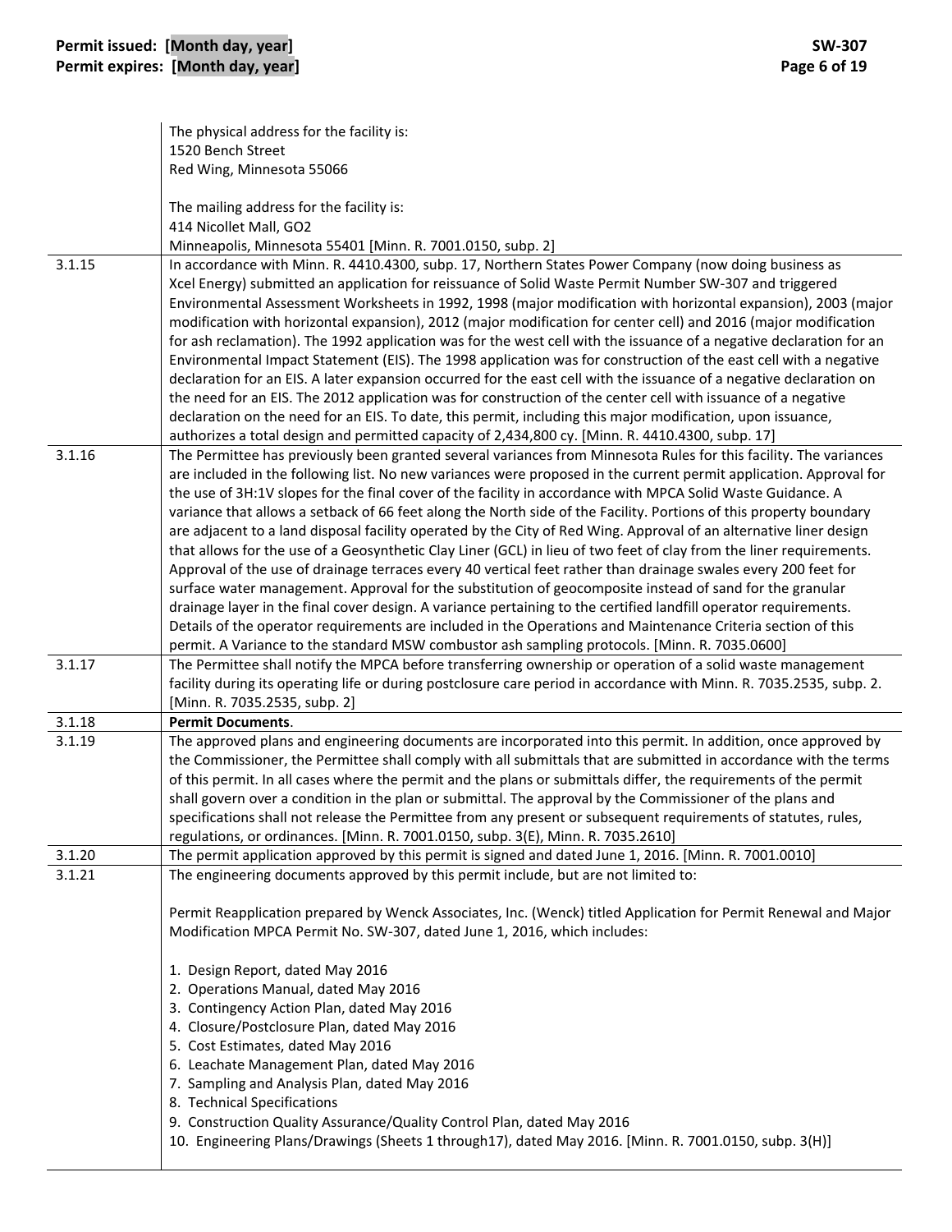| | |
|---|---|
| | The physical address for the facility is:<br>1520 Bench Street<br>Red Wing, Minnesota 55066<br><br>The mailing address for the facility is:<br>414 Nicollet Mall, GO2<br>Minneapolis, Minnesota 55401 [Minn. R. 7001.0150, subp. 2] |
| 3.1.15 | In accordance with Minn. R. 4410.4300, subp. 17, Northern States Power Company (now doing business as Xcel Energy) submitted an application for reissuance of Solid Waste Permit Number SW-307 and triggered Environmental Assessment Worksheets in 1992, 1998 (major modification with horizontal expansion), 2003 (major modification with horizontal expansion), 2012 (major modification for center cell) and 2016 (major modification for ash reclamation). The 1992 application was for the west cell with the issuance of a negative declaration for an Environmental Impact Statement (EIS). The 1998 application was for construction of the east cell with a negative declaration for an EIS. A later expansion occurred for the east cell with the issuance of a negative declaration on the need for an EIS. The 2012 application was for construction of the center cell with issuance of a negative declaration on the need for an EIS. To date, this permit, including this major modification, upon issuance, authorizes a total design and permitted capacity of 2,434,800 cy. [Minn. R. 4410.4300, subp. 17] |
| 3.1.16 | The Permittee has previously been granted several variances from Minnesota Rules for this facility. The variances are included in the following list. No new variances were proposed in the current permit application. Approval for the use of 3H:1V slopes for the final cover of the facility in accordance with MPCA Solid Waste Guidance. A variance that allows a setback of 66 feet along the North side of the Facility. Portions of this property boundary are adjacent to a land disposal facility operated by the City of Red Wing. Approval of an alternative liner design that allows for the use of a Geosynthetic Clay Liner (GCL) in lieu of two feet of clay from the liner requirements. Approval of the use of drainage terraces every 40 vertical feet rather than drainage swales every 200 feet for surface water management. Approval for the substitution of geocomposite instead of sand for the granular drainage layer in the final cover design. A variance pertaining to the certified landfill operator requirements. Details of the operator requirements are included in the Operations and Maintenance Criteria section of this permit. A Variance to the standard MSW combustor ash sampling protocols. [Minn. R. 7035.0600] |
| 3.1.17 | The Permittee shall notify the MPCA before transferring ownership or operation of a solid waste management facility during its operating life or during postclosure care period in accordance with Minn. R. 7035.2535, subp. 2. [Minn. R. 7035.2535, subp. 2] |
| 3.1.18 | **Permit Documents**. |
| 3.1.19 | The approved plans and engineering documents are incorporated into this permit. In addition, once approved by the Commissioner, the Permittee shall comply with all submittals that are submitted in accordance with the terms of this permit. In all cases where the permit and the plans or submittals differ, the requirements of the permit shall govern over a condition in the plan or submittal. The approval by the Commissioner of the plans and specifications shall not release the Permittee from any present or subsequent requirements of statutes, rules, regulations, or ordinances. [Minn. R. 7001.0150, subp. 3(E), Minn. R. 7035.2610] |
| 3.1.20 | The permit application approved by this permit is signed and dated June 1, 2016. [Minn. R. 7001.0010] |
| 3.1.21 | The engineering documents approved by this permit include, but are not limited to:<br><br>Permit Reapplication prepared by Wenck Associates, Inc. (Wenck) titled Application for Permit Renewal and Major Modification MPCA Permit No. SW-307, dated June 1, 2016, which includes:<br><br>1. Design Report, dated May 2016<br>2. Operations Manual, dated May 2016<br>3. Contingency Action Plan, dated May 2016<br>4. Closure/Postclosure Plan, dated May 2016<br>5. Cost Estimates, dated May 2016<br>6. Leachate Management Plan, dated May 2016<br>7. Sampling and Analysis Plan, dated May 2016<br>8. Technical Specifications<br>9. Construction Quality Assurance/Quality Control Plan, dated May 2016<br>10. Engineering Plans/Drawings (Sheets 1 through17), dated May 2016. [Minn. R. 7001.0150, subp. 3(H)] |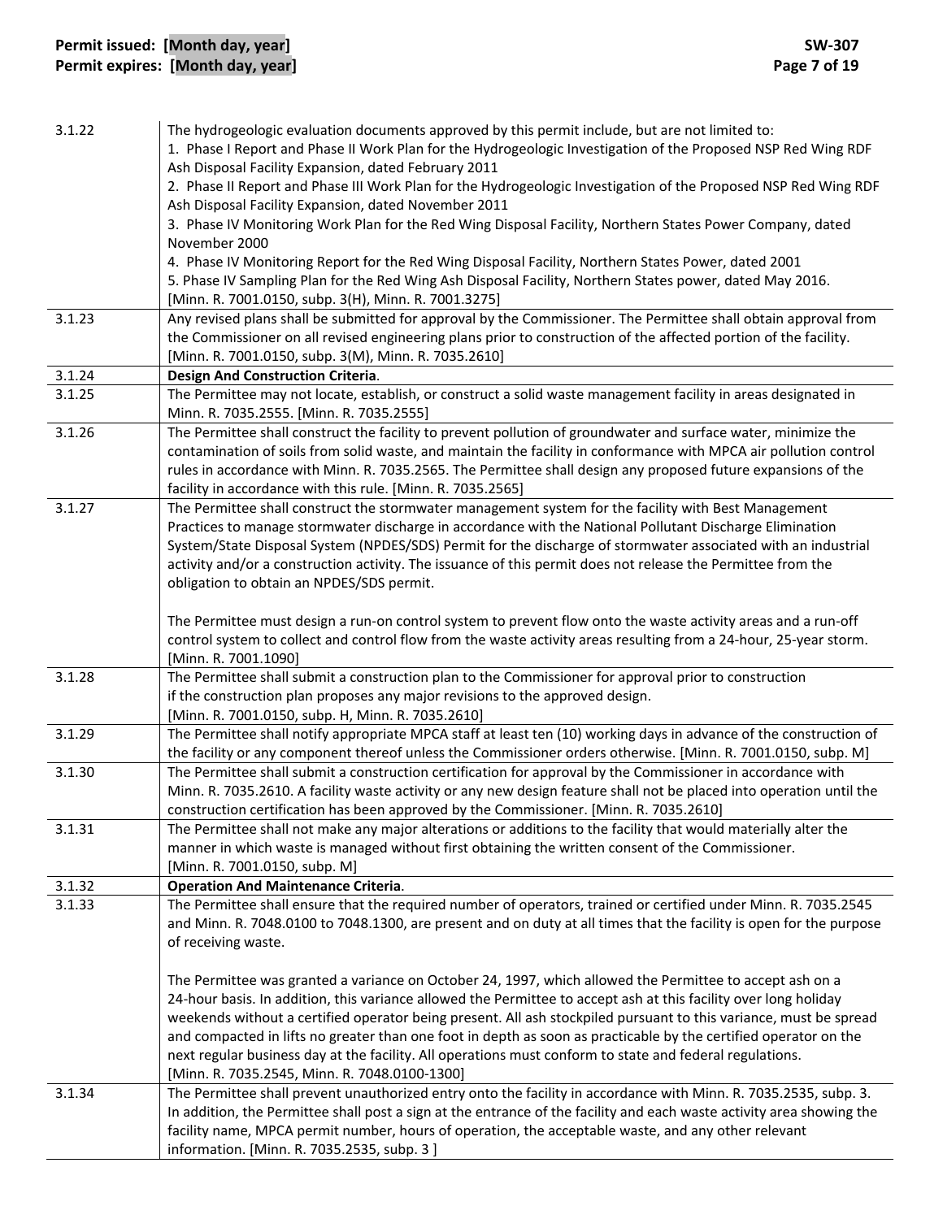| | |
|---|---|
| 3.1.22 | The hydrogeologic evaluation documents approved by this permit include, but are not limited to:<br>1. Phase I Report and Phase II Work Plan for the Hydrogeologic Investigation of the Proposed NSP Red Wing RDF Ash Disposal Facility Expansion, dated February 2011<br>2. Phase II Report and Phase III Work Plan for the Hydrogeologic Investigation of the Proposed NSP Red Wing RDF Ash Disposal Facility Expansion, dated November 2011<br>3. Phase IV Monitoring Work Plan for the Red Wing Disposal Facility, Northern States Power Company, dated November 2000<br>4. Phase IV Monitoring Report for the Red Wing Disposal Facility, Northern States Power, dated 2001<br>5. Phase IV Sampling Plan for the Red Wing Ash Disposal Facility, Northern States power, dated May 2016.<br>[Minn. R. 7001.0150, subp. 3(H), Minn. R. 7001.3275] |
| 3.1.23 | Any revised plans shall be submitted for approval by the Commissioner. The Permittee shall obtain approval from the Commissioner on all revised engineering plans prior to construction of the affected portion of the facility. [Minn. R. 7001.0150, subp. 3(M), Minn. R. 7035.2610] |
| 3.1.24 | **Design And Construction Criteria**. |
| 3.1.25 | The Permittee may not locate, establish, or construct a solid waste management facility in areas designated in Minn. R. 7035.2555. [Minn. R. 7035.2555] |
| 3.1.26 | The Permittee shall construct the facility to prevent pollution of groundwater and surface water, minimize the contamination of soils from solid waste, and maintain the facility in conformance with MPCA air pollution control rules in accordance with Minn. R. 7035.2565. The Permittee shall design any proposed future expansions of the facility in accordance with this rule. [Minn. R. 7035.2565] |
| 3.1.27 | The Permittee shall construct the stormwater management system for the facility with Best Management Practices to manage stormwater discharge in accordance with the National Pollutant Discharge Elimination System/State Disposal System (NPDES/SDS) Permit for the discharge of stormwater associated with an industrial activity and/or a construction activity. The issuance of this permit does not release the Permittee from the obligation to obtain an NPDES/SDS permit.<br><br>The Permittee must design a run-on control system to prevent flow onto the waste activity areas and a run-off control system to collect and control flow from the waste activity areas resulting from a 24-hour, 25-year storm. [Minn. R. 7001.1090] |
| 3.1.28 | The Permittee shall submit a construction plan to the Commissioner for approval prior to construction if the construction plan proposes any major revisions to the approved design.<br>[Minn. R. 7001.0150, subp. H, Minn. R. 7035.2610] |
| 3.1.29 | The Permittee shall notify appropriate MPCA staff at least ten (10) working days in advance of the construction of the facility or any component thereof unless the Commissioner orders otherwise. [Minn. R. 7001.0150, subp. M] |
| 3.1.30 | The Permittee shall submit a construction certification for approval by the Commissioner in accordance with Minn. R. 7035.2610. A facility waste activity or any new design feature shall not be placed into operation until the construction certification has been approved by the Commissioner. [Minn. R. 7035.2610] |
| 3.1.31 | The Permittee shall not make any major alterations or additions to the facility that would materially alter the manner in which waste is managed without first obtaining the written consent of the Commissioner.<br>[Minn. R. 7001.0150, subp. M] |
| 3.1.32 | **Operation And Maintenance Criteria**. |
| 3.1.33 | The Permittee shall ensure that the required number of operators, trained or certified under Minn. R. 7035.2545 and Minn. R. 7048.0100 to 7048.1300, are present and on duty at all times that the facility is open for the purpose of receiving waste.<br><br>The Permittee was granted a variance on October 24, 1997, which allowed the Permittee to accept ash on a 24-hour basis. In addition, this variance allowed the Permittee to accept ash at this facility over long holiday weekends without a certified operator being present. All ash stockpiled pursuant to this variance, must be spread and compacted in lifts no greater than one foot in depth as soon as practicable by the certified operator on the next regular business day at the facility. All operations must conform to state and federal regulations.<br>[Minn. R. 7035.2545, Minn. R. 7048.0100-1300] |
| 3.1.34 | The Permittee shall prevent unauthorized entry onto the facility in accordance with Minn. R. 7035.2535, subp. 3. In addition, the Permittee shall post a sign at the entrance of the facility and each waste activity area showing the facility name, MPCA permit number, hours of operation, the acceptable waste, and any other relevant information. [Minn. R. 7035.2535, subp. 3 ] |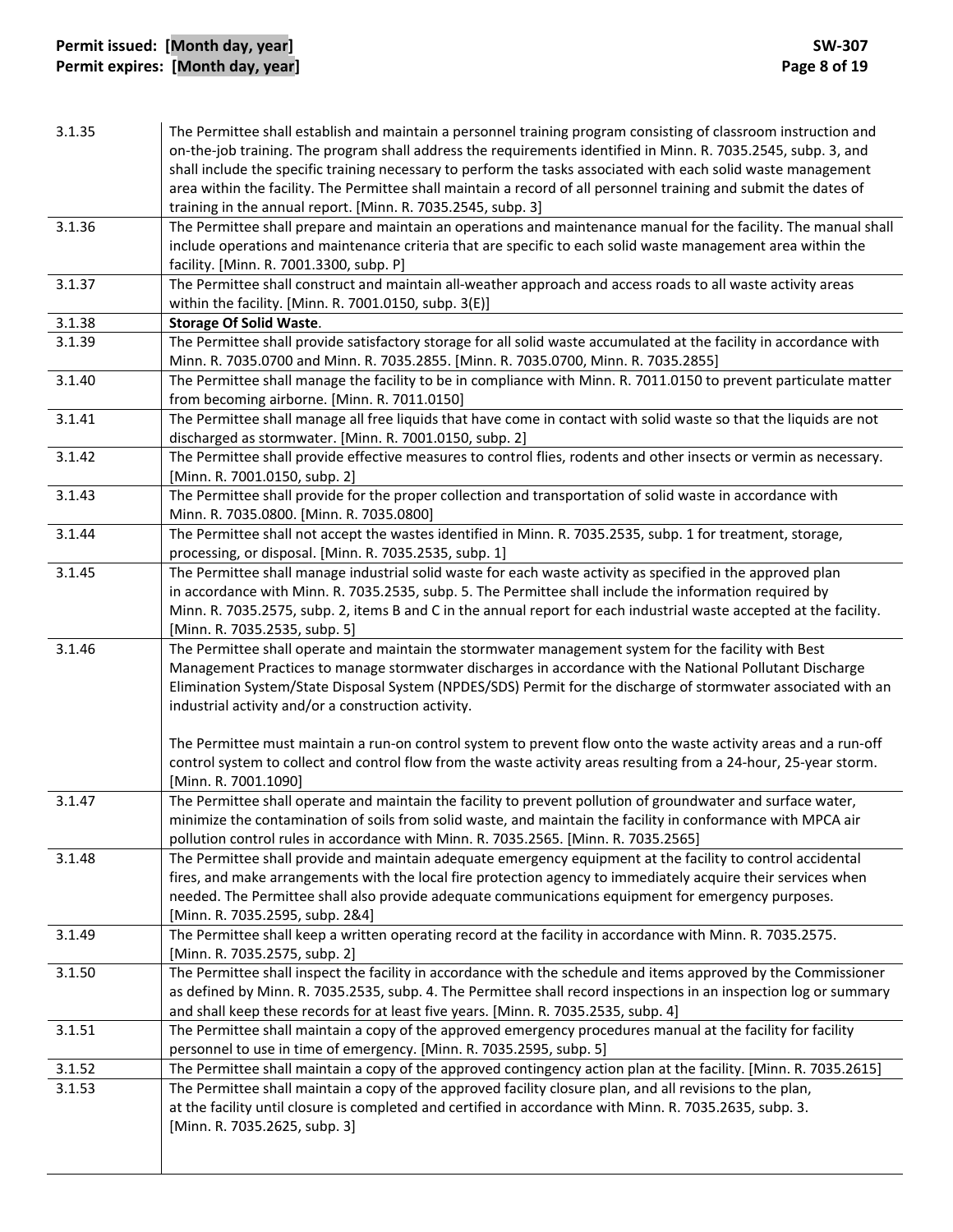| | |
|---|---|
| 3.1.35 | The Permittee shall establish and maintain a personnel training program consisting of classroom instruction and on-the-job training. The program shall address the requirements identified in Minn. R. 7035.2545, subp. 3, and shall include the specific training necessary to perform the tasks associated with each solid waste management area within the facility. The Permittee shall maintain a record of all personnel training and submit the dates of training in the annual report. [Minn. R. 7035.2545, subp. 3] |
| 3.1.36 | The Permittee shall prepare and maintain an operations and maintenance manual for the facility. The manual shall include operations and maintenance criteria that are specific to each solid waste management area within the facility. [Minn. R. 7001.3300, subp. P] |
| 3.1.37 | The Permittee shall construct and maintain all-weather approach and access roads to all waste activity areas within the facility. [Minn. R. 7001.0150, subp. 3(E)] |
| 3.1.38 | **Storage Of Solid Waste**. |
| 3.1.39 | The Permittee shall provide satisfactory storage for all solid waste accumulated at the facility in accordance with Minn. R. 7035.0700 and Minn. R. 7035.2855. [Minn. R. 7035.0700, Minn. R. 7035.2855] |
| 3.1.40 | The Permittee shall manage the facility to be in compliance with Minn. R. 7011.0150 to prevent particulate matter from becoming airborne. [Minn. R. 7011.0150] |
| 3.1.41 | The Permittee shall manage all free liquids that have come in contact with solid waste so that the liquids are not discharged as stormwater. [Minn. R. 7001.0150, subp. 2] |
| 3.1.42 | The Permittee shall provide effective measures to control flies, rodents and other insects or vermin as necessary. [Minn. R. 7001.0150, subp. 2] |
| 3.1.43 | The Permittee shall provide for the proper collection and transportation of solid waste in accordance with Minn. R. 7035.0800. [Minn. R. 7035.0800] |
| 3.1.44 | The Permittee shall not accept the wastes identified in Minn. R. 7035.2535, subp. 1 for treatment, storage, processing, or disposal. [Minn. R. 7035.2535, subp. 1] |
| 3.1.45 | The Permittee shall manage industrial solid waste for each waste activity as specified in the approved plan in accordance with Minn. R. 7035.2535, subp. 5. The Permittee shall include the information required by Minn. R. 7035.2575, subp. 2, items B and C in the annual report for each industrial waste accepted at the facility. [Minn. R. 7035.2535, subp. 5] |
| 3.1.46 | The Permittee shall operate and maintain the stormwater management system for the facility with Best Management Practices to manage stormwater discharges in accordance with the National Pollutant Discharge Elimination System/State Disposal System (NPDES/SDS) Permit for the discharge of stormwater associated with an industrial activity and/or a construction activity.<br><br>The Permittee must maintain a run-on control system to prevent flow onto the waste activity areas and a run-off control system to collect and control flow from the waste activity areas resulting from a 24-hour, 25-year storm. [Minn. R. 7001.1090] |
| 3.1.47 | The Permittee shall operate and maintain the facility to prevent pollution of groundwater and surface water, minimize the contamination of soils from solid waste, and maintain the facility in conformance with MPCA air pollution control rules in accordance with Minn. R. 7035.2565. [Minn. R. 7035.2565] |
| 3.1.48 | The Permittee shall provide and maintain adequate emergency equipment at the facility to control accidental fires, and make arrangements with the local fire protection agency to immediately acquire their services when needed. The Permittee shall also provide adequate communications equipment for emergency purposes. [Minn. R. 7035.2595, subp. 2&4] |
| 3.1.49 | The Permittee shall keep a written operating record at the facility in accordance with Minn. R. 7035.2575. [Minn. R. 7035.2575, subp. 2] |
| 3.1.50 | The Permittee shall inspect the facility in accordance with the schedule and items approved by the Commissioner as defined by Minn. R. 7035.2535, subp. 4. The Permittee shall record inspections in an inspection log or summary and shall keep these records for at least five years. [Minn. R. 7035.2535, subp. 4] |
| 3.1.51 | The Permittee shall maintain a copy of the approved emergency procedures manual at the facility for facility personnel to use in time of emergency. [Minn. R. 7035.2595, subp. 5] |
| 3.1.52 | The Permittee shall maintain a copy of the approved contingency action plan at the facility. [Minn. R. 7035.2615] |
| 3.1.53 | The Permittee shall maintain a copy of the approved facility closure plan, and all revisions to the plan, at the facility until closure is completed and certified in accordance with Minn. R. 7035.2635, subp. 3. [Minn. R. 7035.2625, subp. 3] |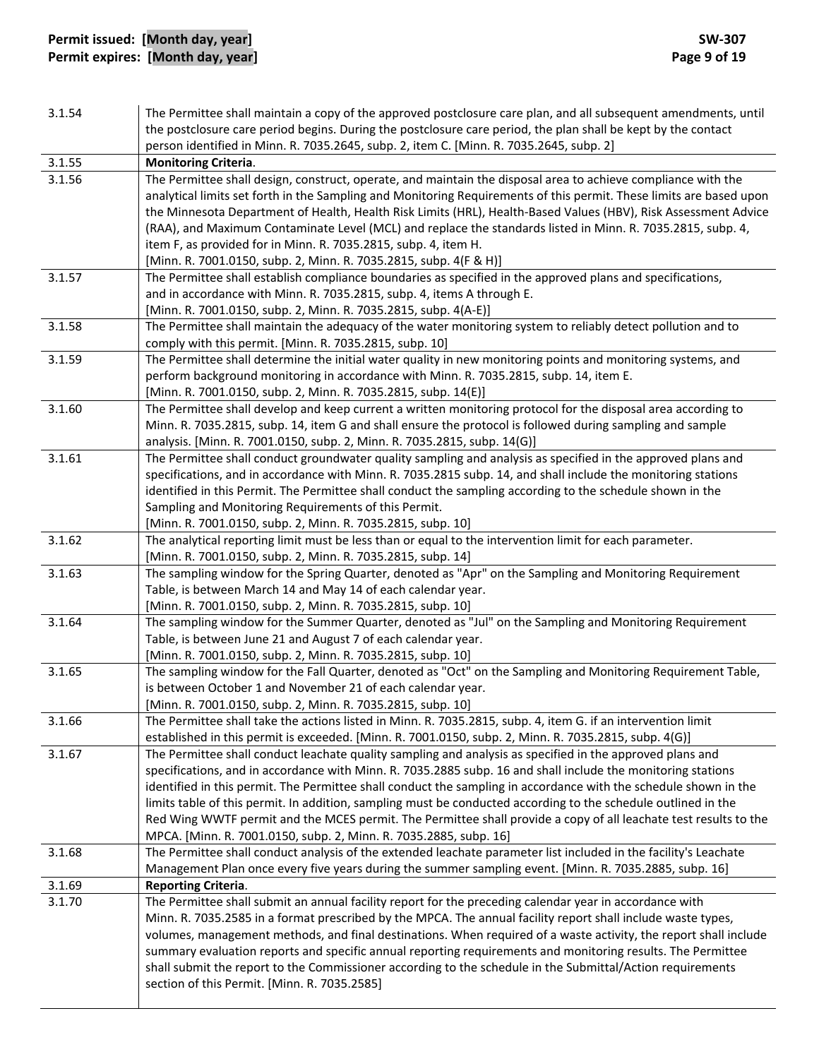| | |
|---|---|
| 3.1.54 | The Permittee shall maintain a copy of the approved postclosure care plan, and all subsequent amendments, until the postclosure care period begins. During the postclosure care period, the plan shall be kept by the contact person identified in Minn. R. 7035.2645, subp. 2, item C. [Minn. R. 7035.2645, subp. 2] |
| 3.1.55 | **Monitoring Criteria**. |
| 3.1.56 | The Permittee shall design, construct, operate, and maintain the disposal area to achieve compliance with the analytical limits set forth in the Sampling and Monitoring Requirements of this permit. These limits are based upon the Minnesota Department of Health, Health Risk Limits (HRL), Health-Based Values (HBV), Risk Assessment Advice (RAA), and Maximum Contaminate Level (MCL) and replace the standards listed in Minn. R. 7035.2815, subp. 4, item F, as provided for in Minn. R. 7035.2815, subp. 4, item H. [Minn. R. 7001.0150, subp. 2, Minn. R. 7035.2815, subp. 4(F & H)] |
| 3.1.57 | The Permittee shall establish compliance boundaries as specified in the approved plans and specifications, and in accordance with Minn. R. 7035.2815, subp. 4, items A through E. [Minn. R. 7001.0150, subp. 2, Minn. R. 7035.2815, subp. 4(A-E)] |
| 3.1.58 | The Permittee shall maintain the adequacy of the water monitoring system to reliably detect pollution and to comply with this permit. [Minn. R. 7035.2815, subp. 10] |
| 3.1.59 | The Permittee shall determine the initial water quality in new monitoring points and monitoring systems, and perform background monitoring in accordance with Minn. R. 7035.2815, subp. 14, item E. [Minn. R. 7001.0150, subp. 2, Minn. R. 7035.2815, subp. 14(E)] |
| 3.1.60 | The Permittee shall develop and keep current a written monitoring protocol for the disposal area according to Minn. R. 7035.2815, subp. 14, item G and shall ensure the protocol is followed during sampling and sample analysis. [Minn. R. 7001.0150, subp. 2, Minn. R. 7035.2815, subp. 14(G)] |
| 3.1.61 | The Permittee shall conduct groundwater quality sampling and analysis as specified in the approved plans and specifications, and in accordance with Minn. R. 7035.2815 subp. 14, and shall include the monitoring stations identified in this Permit. The Permittee shall conduct the sampling according to the schedule shown in the Sampling and Monitoring Requirements of this Permit. [Minn. R. 7001.0150, subp. 2, Minn. R. 7035.2815, subp. 10] |
| 3.1.62 | The analytical reporting limit must be less than or equal to the intervention limit for each parameter. [Minn. R. 7001.0150, subp. 2, Minn. R. 7035.2815, subp. 14] |
| 3.1.63 | The sampling window for the Spring Quarter, denoted as "Apr" on the Sampling and Monitoring Requirement Table, is between March 14 and May 14 of each calendar year. [Minn. R. 7001.0150, subp. 2, Minn. R. 7035.2815, subp. 10] |
| 3.1.64 | The sampling window for the Summer Quarter, denoted as "Jul" on the Sampling and Monitoring Requirement Table, is between June 21 and August 7 of each calendar year. [Minn. R. 7001.0150, subp. 2, Minn. R. 7035.2815, subp. 10] |
| 3.1.65 | The sampling window for the Fall Quarter, denoted as "Oct" on the Sampling and Monitoring Requirement Table, is between October 1 and November 21 of each calendar year. [Minn. R. 7001.0150, subp. 2, Minn. R. 7035.2815, subp. 10] |
| 3.1.66 | The Permittee shall take the actions listed in Minn. R. 7035.2815, subp. 4, item G. if an intervention limit established in this permit is exceeded. [Minn. R. 7001.0150, subp. 2, Minn. R. 7035.2815, subp. 4(G)] |
| 3.1.67 | The Permittee shall conduct leachate quality sampling and analysis as specified in the approved plans and specifications, and in accordance with Minn. R. 7035.2885 subp. 16 and shall include the monitoring stations identified in this permit. The Permittee shall conduct the sampling in accordance with the schedule shown in the limits table of this permit. In addition, sampling must be conducted according to the schedule outlined in the Red Wing WWTF permit and the MCES permit. The Permittee shall provide a copy of all leachate test results to the MPCA. [Minn. R. 7001.0150, subp. 2, Minn. R. 7035.2885, subp. 16] |
| 3.1.68 | The Permittee shall conduct analysis of the extended leachate parameter list included in the facility's Leachate Management Plan once every five years during the summer sampling event. [Minn. R. 7035.2885, subp. 16] |
| 3.1.69 | **Reporting Criteria**. |
| 3.1.70 | The Permittee shall submit an annual facility report for the preceding calendar year in accordance with Minn. R. 7035.2585 in a format prescribed by the MPCA. The annual facility report shall include waste types, volumes, management methods, and final destinations. When required of a waste activity, the report shall include summary evaluation reports and specific annual reporting requirements and monitoring results. The Permittee shall submit the report to the Commissioner according to the schedule in the Submittal/Action requirements section of this Permit. [Minn. R. 7035.2585] |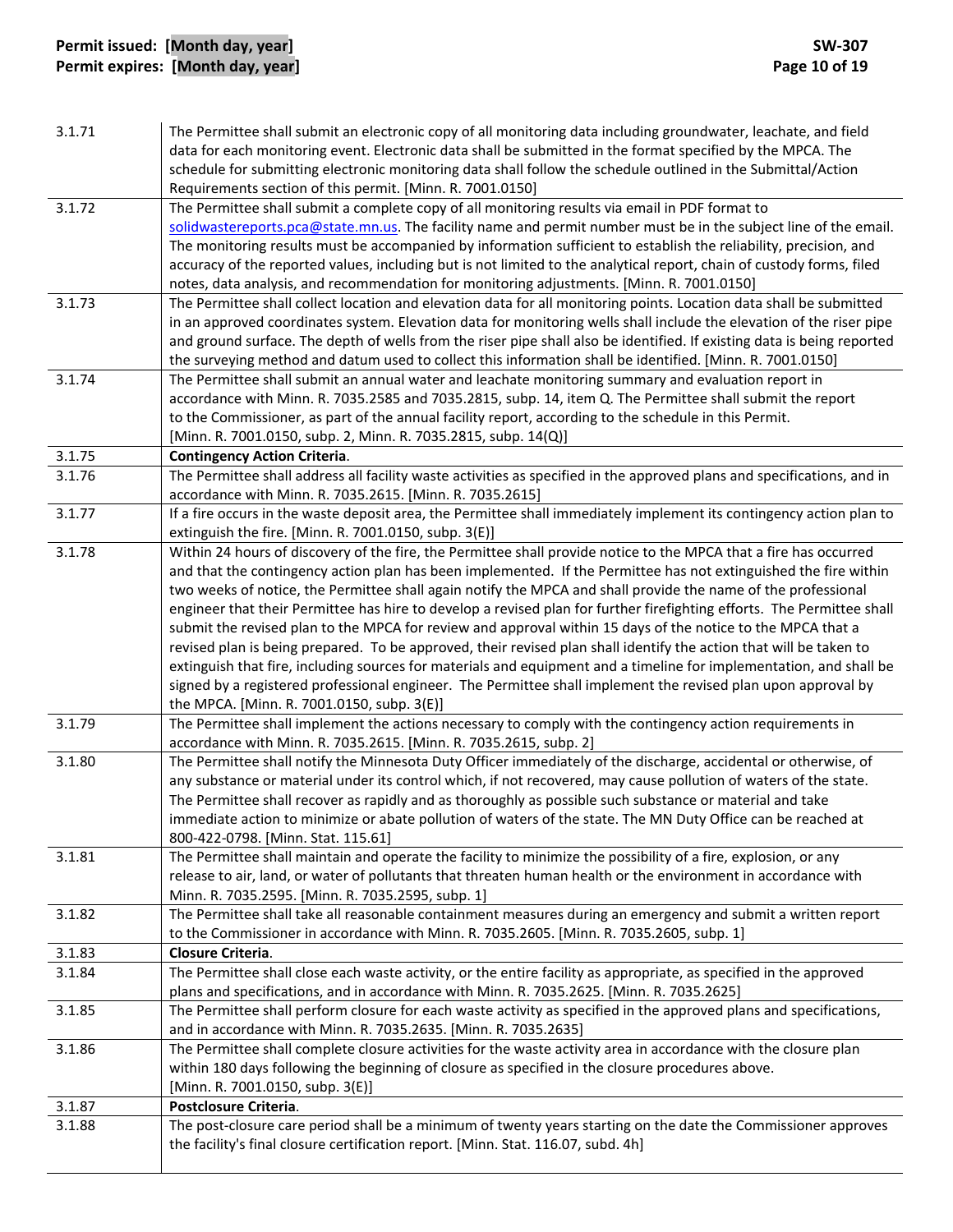| | |
|---|---|
| 3.1.71 | The Permittee shall submit an electronic copy of all monitoring data including groundwater, leachate, and field data for each monitoring event. Electronic data shall be submitted in the format specified by the MPCA. The schedule for submitting electronic monitoring data shall follow the schedule outlined in the Submittal/Action Requirements section of this permit. [Minn. R. 7001.0150] |
| 3.1.72 | The Permittee shall submit a complete copy of all monitoring results via email in PDF format to solidwastereports.pca@state.mn.us. The facility name and permit number must be in the subject line of the email. The monitoring results must be accompanied by information sufficient to establish the reliability, precision, and accuracy of the reported values, including but is not limited to the analytical report, chain of custody forms, filed notes, data analysis, and recommendation for monitoring adjustments. [Minn. R. 7001.0150] |
| 3.1.73 | The Permittee shall collect location and elevation data for all monitoring points. Location data shall be submitted in an approved coordinates system. Elevation data for monitoring wells shall include the elevation of the riser pipe and ground surface. The depth of wells from the riser pipe shall also be identified. If existing data is being reported the surveying method and datum used to collect this information shall be identified. [Minn. R. 7001.0150] |
| 3.1.74 | The Permittee shall submit an annual water and leachate monitoring summary and evaluation report in accordance with Minn. R. 7035.2585 and 7035.2815, subp. 14, item Q. The Permittee shall submit the report to the Commissioner, as part of the annual facility report, according to the schedule in this Permit. [Minn. R. 7001.0150, subp. 2, Minn. R. 7035.2815, subp. 14(Q)] |
| 3.1.75 | **Contingency Action Criteria**. |
| 3.1.76 | The Permittee shall address all facility waste activities as specified in the approved plans and specifications, and in accordance with Minn. R. 7035.2615. [Minn. R. 7035.2615] |
| 3.1.77 | If a fire occurs in the waste deposit area, the Permittee shall immediately implement its contingency action plan to extinguish the fire. [Minn. R. 7001.0150, subp. 3(E)] |
| 3.1.78 | Within 24 hours of discovery of the fire, the Permittee shall provide notice to the MPCA that a fire has occurred and that the contingency action plan has been implemented. If the Permittee has not extinguished the fire within two weeks of notice, the Permittee shall again notify the MPCA and shall provide the name of the professional engineer that their Permittee has hire to develop a revised plan for further firefighting efforts. The Permittee shall submit the revised plan to the MPCA for review and approval within 15 days of the notice to the MPCA that a revised plan is being prepared. To be approved, their revised plan shall identify the action that will be taken to extinguish that fire, including sources for materials and equipment and a timeline for implementation, and shall be signed by a registered professional engineer. The Permittee shall implement the revised plan upon approval by the MPCA. [Minn. R. 7001.0150, subp. 3(E)] |
| 3.1.79 | The Permittee shall implement the actions necessary to comply with the contingency action requirements in accordance with Minn. R. 7035.2615. [Minn. R. 7035.2615, subp. 2] |
| 3.1.80 | The Permittee shall notify the Minnesota Duty Officer immediately of the discharge, accidental or otherwise, of any substance or material under its control which, if not recovered, may cause pollution of waters of the state. The Permittee shall recover as rapidly and as thoroughly as possible such substance or material and take immediate action to minimize or abate pollution of waters of the state. The MN Duty Office can be reached at 800-422-0798. [Minn. Stat. 115.61] |
| 3.1.81 | The Permittee shall maintain and operate the facility to minimize the possibility of a fire, explosion, or any release to air, land, or water of pollutants that threaten human health or the environment in accordance with Minn. R. 7035.2595. [Minn. R. 7035.2595, subp. 1] |
| 3.1.82 | The Permittee shall take all reasonable containment measures during an emergency and submit a written report to the Commissioner in accordance with Minn. R. 7035.2605. [Minn. R. 7035.2605, subp. 1] |
| 3.1.83 | **Closure Criteria**. |
| 3.1.84 | The Permittee shall close each waste activity, or the entire facility as appropriate, as specified in the approved plans and specifications, and in accordance with Minn. R. 7035.2625. [Minn. R. 7035.2625] |
| 3.1.85 | The Permittee shall perform closure for each waste activity as specified in the approved plans and specifications, and in accordance with Minn. R. 7035.2635. [Minn. R. 7035.2635] |
| 3.1.86 | The Permittee shall complete closure activities for the waste activity area in accordance with the closure plan within 180 days following the beginning of closure as specified in the closure procedures above. [Minn. R. 7001.0150, subp. 3(E)] |
| 3.1.87 | **Postclosure Criteria**. |
| 3.1.88 | The post-closure care period shall be a minimum of twenty years starting on the date the Commissioner approves the facility's final closure certification report. [Minn. Stat. 116.07, subd. 4h] |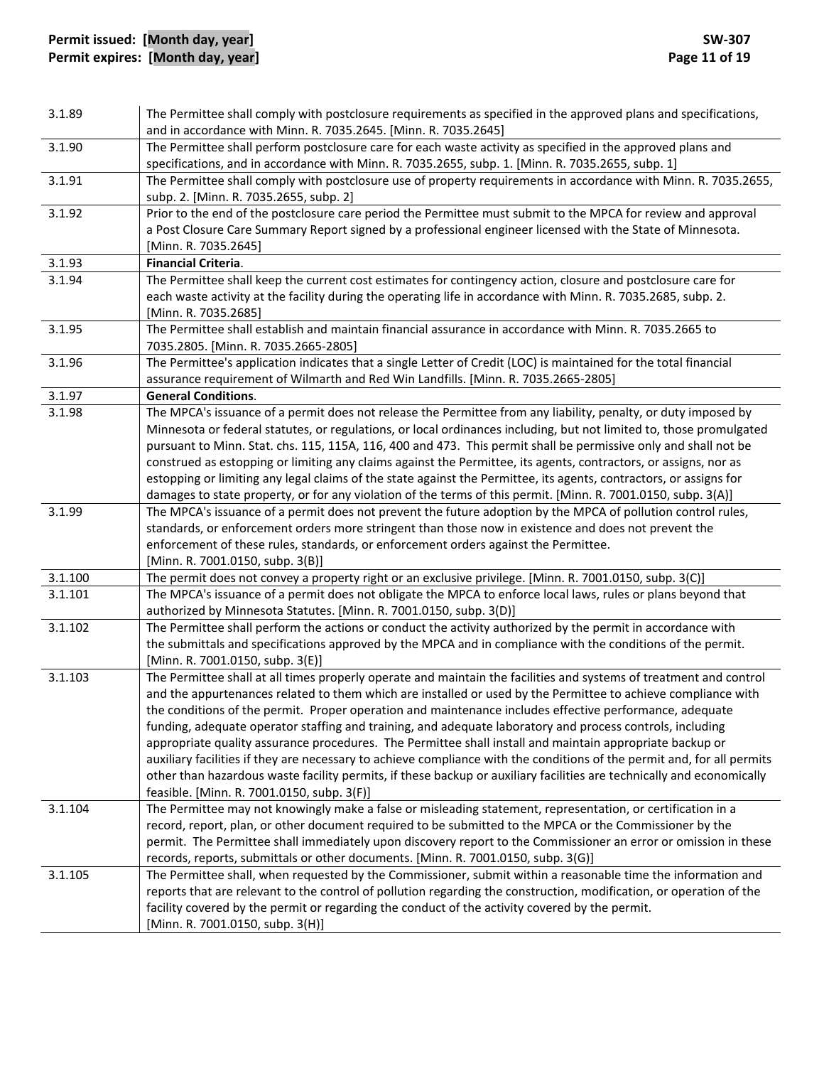| | |
|---|---|
| 3.1.89 | The Permittee shall comply with postclosure requirements as specified in the approved plans and specifications, and in accordance with Minn. R. 7035.2645. [Minn. R. 7035.2645] |
| 3.1.90 | The Permittee shall perform postclosure care for each waste activity as specified in the approved plans and specifications, and in accordance with Minn. R. 7035.2655, subp. 1. [Minn. R. 7035.2655, subp. 1] |
| 3.1.91 | The Permittee shall comply with postclosure use of property requirements in accordance with Minn. R. 7035.2655, subp. 2. [Minn. R. 7035.2655, subp. 2] |
| 3.1.92 | Prior to the end of the postclosure care period the Permittee must submit to the MPCA for review and approval a Post Closure Care Summary Report signed by a professional engineer licensed with the State of Minnesota. [Minn. R. 7035.2645] |
| 3.1.93 | **Financial Criteria**. |
| 3.1.94 | The Permittee shall keep the current cost estimates for contingency action, closure and postclosure care for each waste activity at the facility during the operating life in accordance with Minn. R. 7035.2685, subp. 2. [Minn. R. 7035.2685] |
| 3.1.95 | The Permittee shall establish and maintain financial assurance in accordance with Minn. R. 7035.2665 to 7035.2805. [Minn. R. 7035.2665-2805] |
| 3.1.96 | The Permittee's application indicates that a single Letter of Credit (LOC) is maintained for the total financial assurance requirement of Wilmarth and Red Win Landfills. [Minn. R. 7035.2665-2805] |
| 3.1.97 | **General Conditions**. |
| 3.1.98 | The MPCA's issuance of a permit does not release the Permittee from any liability, penalty, or duty imposed by Minnesota or federal statutes, or regulations, or local ordinances including, but not limited to, those promulgated pursuant to Minn. Stat. chs. 115, 115A, 116, 400 and 473. This permit shall be permissive only and shall not be construed as estopping or limiting any claims against the Permittee, its agents, contractors, or assigns, nor as estopping or limiting any legal claims of the state against the Permittee, its agents, contractors, or assigns for damages to state property, or for any violation of the terms of this permit. [Minn. R. 7001.0150, subp. 3(A)] |
| 3.1.99 | The MPCA's issuance of a permit does not prevent the future adoption by the MPCA of pollution control rules, standards, or enforcement orders more stringent than those now in existence and does not prevent the enforcement of these rules, standards, or enforcement orders against the Permittee. [Minn. R. 7001.0150, subp. 3(B)] |
| 3.1.100 | The permit does not convey a property right or an exclusive privilege. [Minn. R. 7001.0150, subp. 3(C)] |
| 3.1.101 | The MPCA's issuance of a permit does not obligate the MPCA to enforce local laws, rules or plans beyond that authorized by Minnesota Statutes. [Minn. R. 7001.0150, subp. 3(D)] |
| 3.1.102 | The Permittee shall perform the actions or conduct the activity authorized by the permit in accordance with the submittals and specifications approved by the MPCA and in compliance with the conditions of the permit. [Minn. R. 7001.0150, subp. 3(E)] |
| 3.1.103 | The Permittee shall at all times properly operate and maintain the facilities and systems of treatment and control and the appurtenances related to them which are installed or used by the Permittee to achieve compliance with the conditions of the permit. Proper operation and maintenance includes effective performance, adequate funding, adequate operator staffing and training, and adequate laboratory and process controls, including appropriate quality assurance procedures. The Permittee shall install and maintain appropriate backup or auxiliary facilities if they are necessary to achieve compliance with the conditions of the permit and, for all permits other than hazardous waste facility permits, if these backup or auxiliary facilities are technically and economically feasible. [Minn. R. 7001.0150, subp. 3(F)] |
| 3.1.104 | The Permittee may not knowingly make a false or misleading statement, representation, or certification in a record, report, plan, or other document required to be submitted to the MPCA or the Commissioner by the permit. The Permittee shall immediately upon discovery report to the Commissioner an error or omission in these records, reports, submittals or other documents. [Minn. R. 7001.0150, subp. 3(G)] |
| 3.1.105 | The Permittee shall, when requested by the Commissioner, submit within a reasonable time the information and reports that are relevant to the control of pollution regarding the construction, modification, or operation of the facility covered by the permit or regarding the conduct of the activity covered by the permit. [Minn. R. 7001.0150, subp. 3(H)] |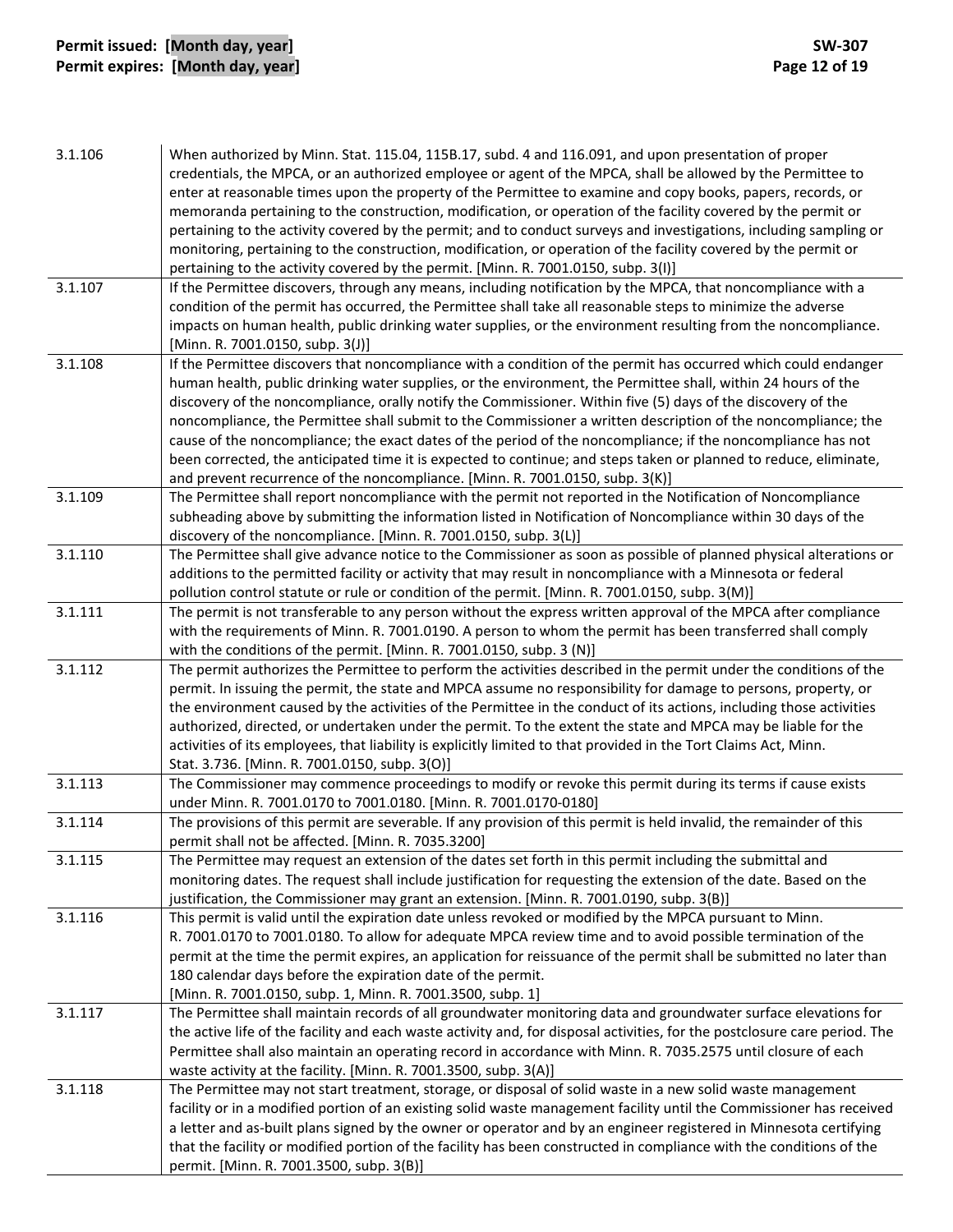| | |
|---|---|
| 3.1.106 | When authorized by Minn. Stat. 115.04, 115B.17, subd. 4 and 116.091, and upon presentation of proper credentials, the MPCA, or an authorized employee or agent of the MPCA, shall be allowed by the Permittee to enter at reasonable times upon the property of the Permittee to examine and copy books, papers, records, or memoranda pertaining to the construction, modification, or operation of the facility covered by the permit or pertaining to the activity covered by the permit; and to conduct surveys and investigations, including sampling or monitoring, pertaining to the construction, modification, or operation of the facility covered by the permit or pertaining to the activity covered by the permit. [Minn. R. 7001.0150, subp. 3(I)] |
| 3.1.107 | If the Permittee discovers, through any means, including notification by the MPCA, that noncompliance with a condition of the permit has occurred, the Permittee shall take all reasonable steps to minimize the adverse impacts on human health, public drinking water supplies, or the environment resulting from the noncompliance. [Minn. R. 7001.0150, subp. 3(J)] |
| 3.1.108 | If the Permittee discovers that noncompliance with a condition of the permit has occurred which could endanger human health, public drinking water supplies, or the environment, the Permittee shall, within 24 hours of the discovery of the noncompliance, orally notify the Commissioner. Within five (5) days of the discovery of the noncompliance, the Permittee shall submit to the Commissioner a written description of the noncompliance; the cause of the noncompliance; the exact dates of the period of the noncompliance; if the noncompliance has not been corrected, the anticipated time it is expected to continue; and steps taken or planned to reduce, eliminate, and prevent recurrence of the noncompliance. [Minn. R. 7001.0150, subp. 3(K)] |
| 3.1.109 | The Permittee shall report noncompliance with the permit not reported in the Notification of Noncompliance subheading above by submitting the information listed in Notification of Noncompliance within 30 days of the discovery of the noncompliance. [Minn. R. 7001.0150, subp. 3(L)] |
| 3.1.110 | The Permittee shall give advance notice to the Commissioner as soon as possible of planned physical alterations or additions to the permitted facility or activity that may result in noncompliance with a Minnesota or federal pollution control statute or rule or condition of the permit. [Minn. R. 7001.0150, subp. 3(M)] |
| 3.1.111 | The permit is not transferable to any person without the express written approval of the MPCA after compliance with the requirements of Minn. R. 7001.0190. A person to whom the permit has been transferred shall comply with the conditions of the permit. [Minn. R. 7001.0150, subp. 3 (N)] |
| 3.1.112 | The permit authorizes the Permittee to perform the activities described in the permit under the conditions of the permit. In issuing the permit, the state and MPCA assume no responsibility for damage to persons, property, or the environment caused by the activities of the Permittee in the conduct of its actions, including those activities authorized, directed, or undertaken under the permit. To the extent the state and MPCA may be liable for the activities of its employees, that liability is explicitly limited to that provided in the Tort Claims Act, Minn. Stat. 3.736. [Minn. R. 7001.0150, subp. 3(O)] |
| 3.1.113 | The Commissioner may commence proceedings to modify or revoke this permit during its terms if cause exists under Minn. R. 7001.0170 to 7001.0180. [Minn. R. 7001.0170-0180] |
| 3.1.114 | The provisions of this permit are severable. If any provision of this permit is held invalid, the remainder of this permit shall not be affected. [Minn. R. 7035.3200] |
| 3.1.115 | The Permittee may request an extension of the dates set forth in this permit including the submittal and monitoring dates. The request shall include justification for requesting the extension of the date. Based on the justification, the Commissioner may grant an extension. [Minn. R. 7001.0190, subp. 3(B)] |
| 3.1.116 | This permit is valid until the expiration date unless revoked or modified by the MPCA pursuant to Minn. R. 7001.0170 to 7001.0180. To allow for adequate MPCA review time and to avoid possible termination of the permit at the time the permit expires, an application for reissuance of the permit shall be submitted no later than 180 calendar days before the expiration date of the permit. [Minn. R. 7001.0150, subp. 1, Minn. R. 7001.3500, subp. 1] |
| 3.1.117 | The Permittee shall maintain records of all groundwater monitoring data and groundwater surface elevations for the active life of the facility and each waste activity and, for disposal activities, for the postclosure care period. The Permittee shall also maintain an operating record in accordance with Minn. R. 7035.2575 until closure of each waste activity at the facility. [Minn. R. 7001.3500, subp. 3(A)] |
| 3.1.118 | The Permittee may not start treatment, storage, or disposal of solid waste in a new solid waste management facility or in a modified portion of an existing solid waste management facility until the Commissioner has received a letter and as-built plans signed by the owner or operator and by an engineer registered in Minnesota certifying that the facility or modified portion of the facility has been constructed in compliance with the conditions of the permit. [Minn. R. 7001.3500, subp. 3(B)] |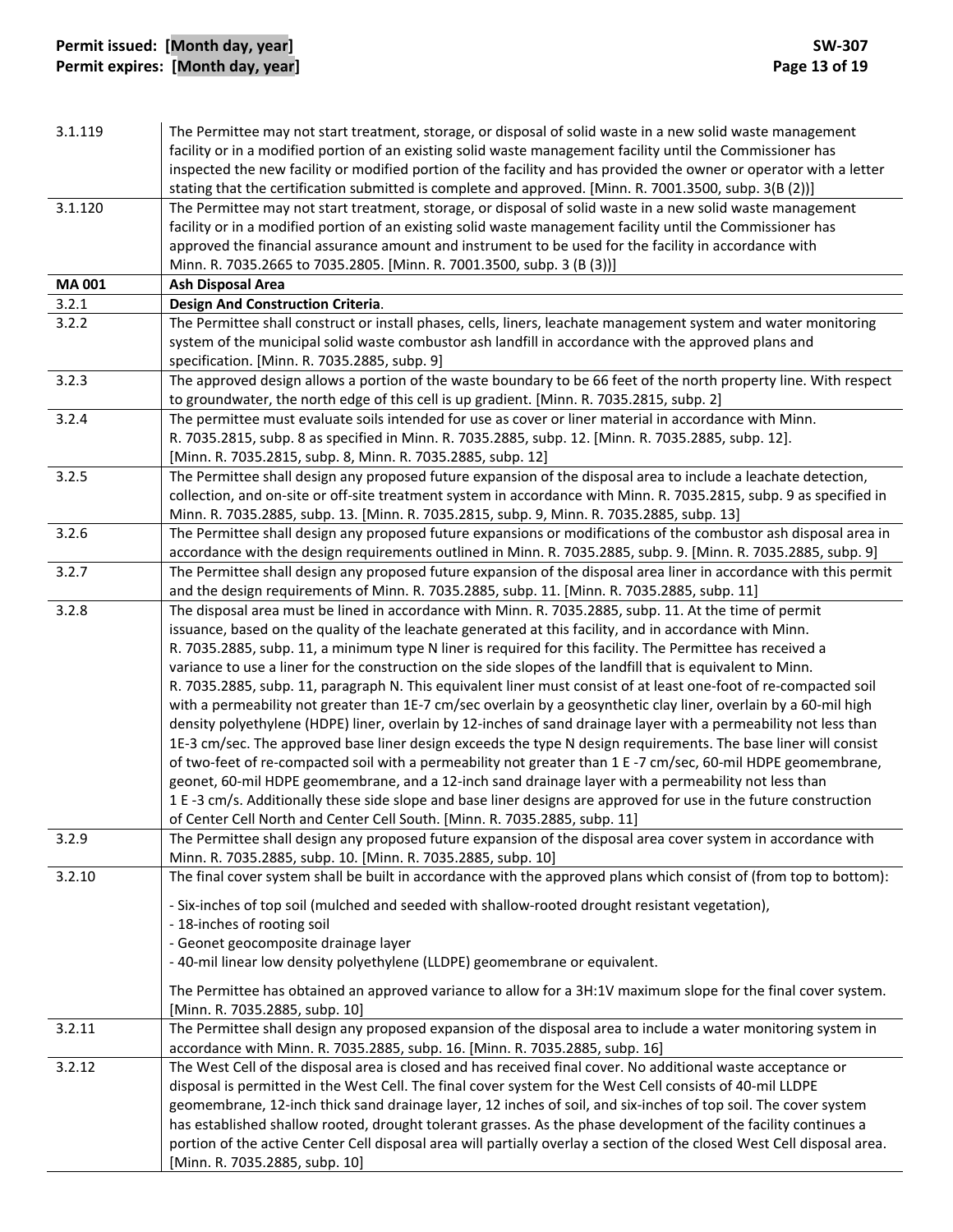| | |
|---|---|
| 3.1.119 | The Permittee may not start treatment, storage, or disposal of solid waste in a new solid waste management facility or in a modified portion of an existing solid waste management facility until the Commissioner has inspected the new facility or modified portion of the facility and has provided the owner or operator with a letter stating that the certification submitted is complete and approved. [Minn. R. 7001.3500, subp. 3(B (2))] |
| 3.1.120 | The Permittee may not start treatment, storage, or disposal of solid waste in a new solid waste management facility or in a modified portion of an existing solid waste management facility until the Commissioner has approved the financial assurance amount and instrument to be used for the facility in accordance with Minn. R. 7035.2665 to 7035.2805. [Minn. R. 7001.3500, subp. 3 (B (3))] |
| **MA 001** | **Ash Disposal Area** |
| 3.2.1 | **Design And Construction Criteria**. |
| 3.2.2 | The Permittee shall construct or install phases, cells, liners, leachate management system and water monitoring system of the municipal solid waste combustor ash landfill in accordance with the approved plans and specification. [Minn. R. 7035.2885, subp. 9] |
| 3.2.3 | The approved design allows a portion of the waste boundary to be 66 feet of the north property line. With respect to groundwater, the north edge of this cell is up gradient. [Minn. R. 7035.2815, subp. 2] |
| 3.2.4 | The permittee must evaluate soils intended for use as cover or liner material in accordance with Minn. R. 7035.2815, subp. 8 as specified in Minn. R. 7035.2885, subp. 12. [Minn. R. 7035.2885, subp. 12]. [Minn. R. 7035.2815, subp. 8, Minn. R. 7035.2885, subp. 12] |
| 3.2.5 | The Permittee shall design any proposed future expansion of the disposal area to include a leachate detection, collection, and on-site or off-site treatment system in accordance with Minn. R. 7035.2815, subp. 9 as specified in Minn. R. 7035.2885, subp. 13. [Minn. R. 7035.2815, subp. 9, Minn. R. 7035.2885, subp. 13] |
| 3.2.6 | The Permittee shall design any proposed future expansions or modifications of the combustor ash disposal area in accordance with the design requirements outlined in Minn. R. 7035.2885, subp. 9. [Minn. R. 7035.2885, subp. 9] |
| 3.2.7 | The Permittee shall design any proposed future expansion of the disposal area liner in accordance with this permit and the design requirements of Minn. R. 7035.2885, subp. 11. [Minn. R. 7035.2885, subp. 11] |
| 3.2.8 | The disposal area must be lined in accordance with Minn. R. 7035.2885, subp. 11. At the time of permit issuance, based on the quality of the leachate generated at this facility, and in accordance with Minn. R. 7035.2885, subp. 11, a minimum type N liner is required for this facility. The Permittee has received a variance to use a liner for the construction on the side slopes of the landfill that is equivalent to Minn. R. 7035.2885, subp. 11, paragraph N. This equivalent liner must consist of at least one-foot of re-compacted soil with a permeability not greater than 1E-7 cm/sec overlain by a geosynthetic clay liner, overlain by a 60-mil high density polyethylene (HDPE) liner, overlain by 12-inches of sand drainage layer with a permeability not less than 1E-3 cm/sec. The approved base liner design exceeds the type N design requirements. The base liner will consist of two-feet of re-compacted soil with a permeability not greater than 1 E -7 cm/sec, 60-mil HDPE geomembrane, geonet, 60-mil HDPE geomembrane, and a 12-inch sand drainage layer with a permeability not less than 1 E -3 cm/s. Additionally these side slope and base liner designs are approved for use in the future construction of Center Cell North and Center Cell South. [Minn. R. 7035.2885, subp. 11] |
| 3.2.9 | The Permittee shall design any proposed future expansion of the disposal area cover system in accordance with Minn. R. 7035.2885, subp. 10. [Minn. R. 7035.2885, subp. 10] |
| 3.2.10 | The final cover system shall be built in accordance with the approved plans which consist of (from top to bottom):<br><br>- Six-inches of top soil (mulched and seeded with shallow-rooted drought resistant vegetation),<br>- 18-inches of rooting soil<br>- Geonet geocomposite drainage layer<br>- 40-mil linear low density polyethylene (LLDPE) geomembrane or equivalent.<br><br>The Permittee has obtained an approved variance to allow for a 3H:1V maximum slope for the final cover system. [Minn. R. 7035.2885, subp. 10] |
| 3.2.11 | The Permittee shall design any proposed expansion of the disposal area to include a water monitoring system in accordance with Minn. R. 7035.2885, subp. 16. [Minn. R. 7035.2885, subp. 16] |
| 3.2.12 | The West Cell of the disposal area is closed and has received final cover. No additional waste acceptance or disposal is permitted in the West Cell. The final cover system for the West Cell consists of 40-mil LLDPE geomembrane, 12-inch thick sand drainage layer, 12 inches of soil, and six-inches of top soil. The cover system has established shallow rooted, drought tolerant grasses. As the phase development of the facility continues a portion of the active Center Cell disposal area will partially overlay a section of the closed West Cell disposal area. [Minn. R. 7035.2885, subp. 10] |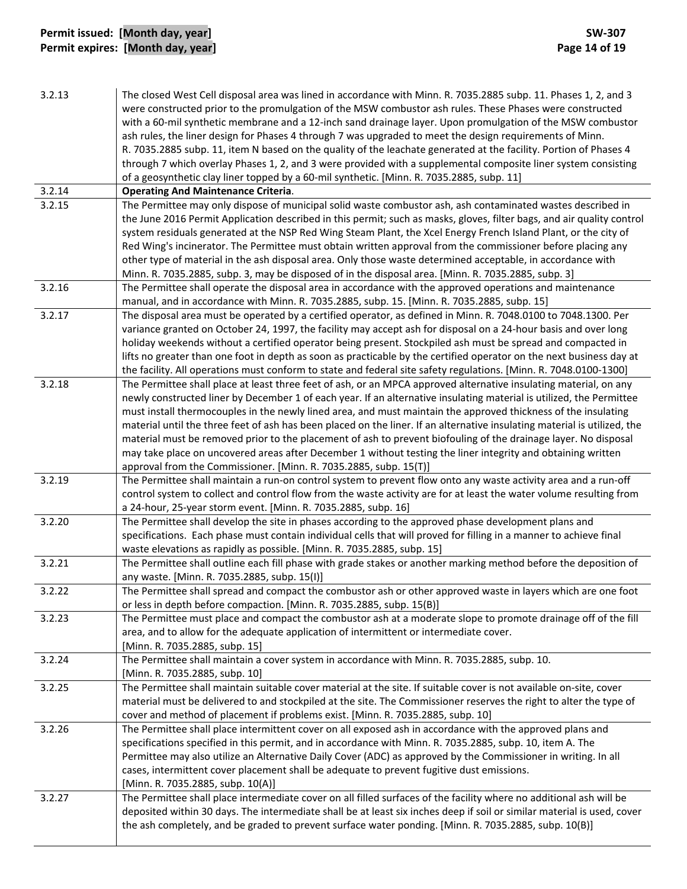| | |
|---|---|
| 3.2.13 | The closed West Cell disposal area was lined in accordance with Minn. R. 7035.2885 subp. 11. Phases 1, 2, and 3 were constructed prior to the promulgation of the MSW combustor ash rules. These Phases were constructed with a 60-mil synthetic membrane and a 12-inch sand drainage layer. Upon promulgation of the MSW combustor ash rules, the liner design for Phases 4 through 7 was upgraded to meet the design requirements of Minn. R. 7035.2885 subp. 11, item N based on the quality of the leachate generated at the facility. Portion of Phases 4 through 7 which overlay Phases 1, 2, and 3 were provided with a supplemental composite liner system consisting of a geosynthetic clay liner topped by a 60-mil synthetic. [Minn. R. 7035.2885, subp. 11] |
| 3.2.14 | **Operating And Maintenance Criteria**. |
| 3.2.15 | The Permittee may only dispose of municipal solid waste combustor ash, ash contaminated wastes described in the June 2016 Permit Application described in this permit; such as masks, gloves, filter bags, and air quality control system residuals generated at the NSP Red Wing Steam Plant, the Xcel Energy French Island Plant, or the city of Red Wing's incinerator. The Permittee must obtain written approval from the commissioner before placing any other type of material in the ash disposal area. Only those waste determined acceptable, in accordance with Minn. R. 7035.2885, subp. 3, may be disposed of in the disposal area. [Minn. R. 7035.2885, subp. 3] |
| 3.2.16 | The Permittee shall operate the disposal area in accordance with the approved operations and maintenance manual, and in accordance with Minn. R. 7035.2885, subp. 15. [Minn. R. 7035.2885, subp. 15] |
| 3.2.17 | The disposal area must be operated by a certified operator, as defined in Minn. R. 7048.0100 to 7048.1300. Per variance granted on October 24, 1997, the facility may accept ash for disposal on a 24-hour basis and over long holiday weekends without a certified operator being present. Stockpiled ash must be spread and compacted in lifts no greater than one foot in depth as soon as practicable by the certified operator on the next business day at the facility. All operations must conform to state and federal site safety regulations. [Minn. R. 7048.0100-1300] |
| 3.2.18 | The Permittee shall place at least three feet of ash, or an MPCA approved alternative insulating material, on any newly constructed liner by December 1 of each year. If an alternative insulating material is utilized, the Permittee must install thermocouples in the newly lined area, and must maintain the approved thickness of the insulating material until the three feet of ash has been placed on the liner. If an alternative insulating material is utilized, the material must be removed prior to the placement of ash to prevent biofouling of the drainage layer. No disposal may take place on uncovered areas after December 1 without testing the liner integrity and obtaining written approval from the Commissioner. [Minn. R. 7035.2885, subp. 15(T)] |
| 3.2.19 | The Permittee shall maintain a run-on control system to prevent flow onto any waste activity area and a run-off control system to collect and control flow from the waste activity are for at least the water volume resulting from a 24-hour, 25-year storm event. [Minn. R. 7035.2885, subp. 16] |
| 3.2.20 | The Permittee shall develop the site in phases according to the approved phase development plans and specifications. Each phase must contain individual cells that will proved for filling in a manner to achieve final waste elevations as rapidly as possible. [Minn. R. 7035.2885, subp. 15] |
| 3.2.21 | The Permittee shall outline each fill phase with grade stakes or another marking method before the deposition of any waste. [Minn. R. 7035.2885, subp. 15(I)] |
| 3.2.22 | The Permittee shall spread and compact the combustor ash or other approved waste in layers which are one foot or less in depth before compaction. [Minn. R. 7035.2885, subp. 15(B)] |
| 3.2.23 | The Permittee must place and compact the combustor ash at a moderate slope to promote drainage off of the fill area, and to allow for the adequate application of intermittent or intermediate cover. [Minn. R. 7035.2885, subp. 15] |
| 3.2.24 | The Permittee shall maintain a cover system in accordance with Minn. R. 7035.2885, subp. 10. [Minn. R. 7035.2885, subp. 10] |
| 3.2.25 | The Permittee shall maintain suitable cover material at the site. If suitable cover is not available on-site, cover material must be delivered to and stockpiled at the site. The Commissioner reserves the right to alter the type of cover and method of placement if problems exist. [Minn. R. 7035.2885, subp. 10] |
| 3.2.26 | The Permittee shall place intermittent cover on all exposed ash in accordance with the approved plans and specifications specified in this permit, and in accordance with Minn. R. 7035.2885, subp. 10, item A. The Permittee may also utilize an Alternative Daily Cover (ADC) as approved by the Commissioner in writing. In all cases, intermittent cover placement shall be adequate to prevent fugitive dust emissions. [Minn. R. 7035.2885, subp. 10(A)] |
| 3.2.27 | The Permittee shall place intermediate cover on all filled surfaces of the facility where no additional ash will be deposited within 30 days. The intermediate shall be at least six inches deep if soil or similar material is used, cover the ash completely, and be graded to prevent surface water ponding. [Minn. R. 7035.2885, subp. 10(B)] |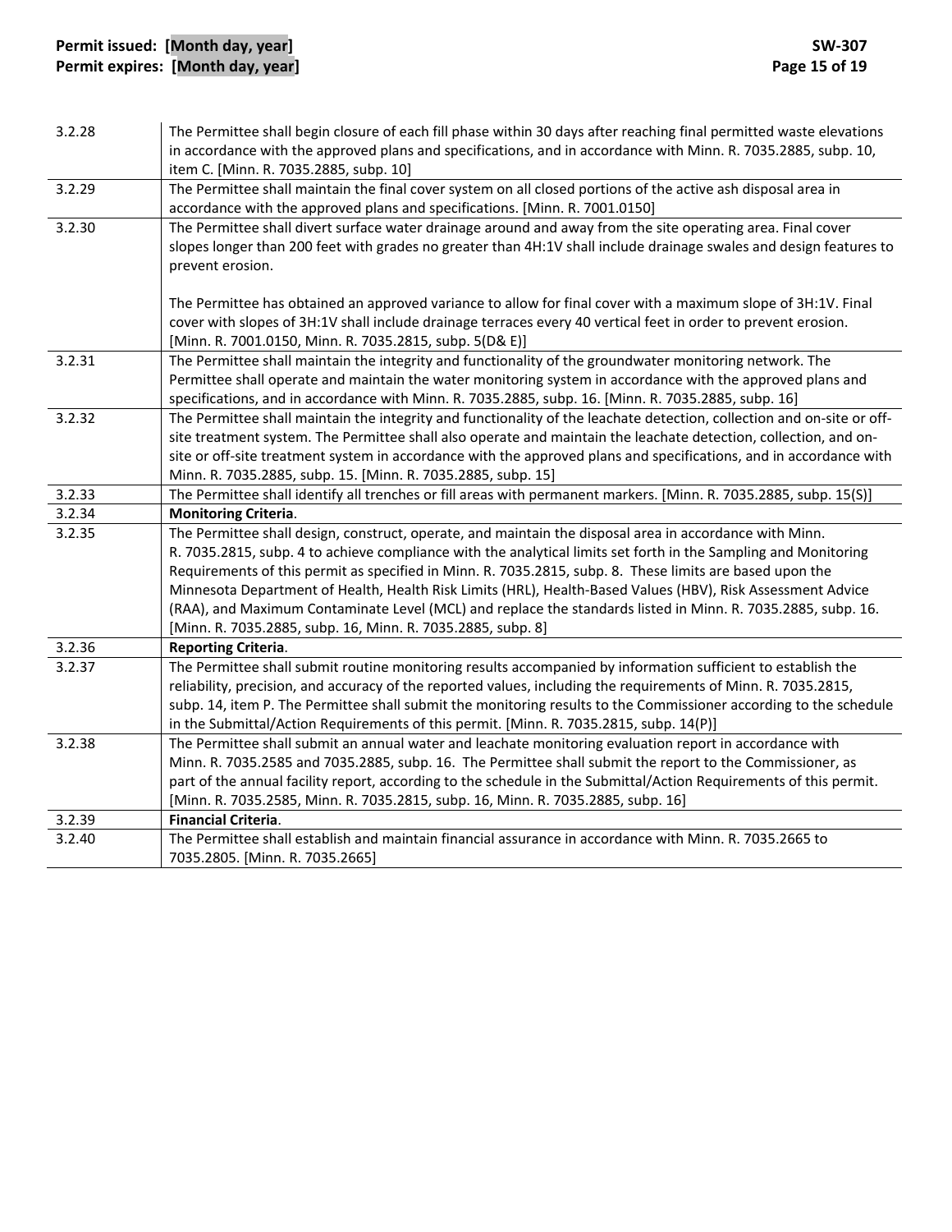| | |
|---|---|
| 3.2.28 | The Permittee shall begin closure of each fill phase within 30 days after reaching final permitted waste elevations in accordance with the approved plans and specifications, and in accordance with Minn. R. 7035.2885, subp. 10, item C. [Minn. R. 7035.2885, subp. 10] |
| 3.2.29 | The Permittee shall maintain the final cover system on all closed portions of the active ash disposal area in accordance with the approved plans and specifications. [Minn. R. 7001.0150] |
| 3.2.30 | The Permittee shall divert surface water drainage around and away from the site operating area. Final cover slopes longer than 200 feet with grades no greater than 4H:1V shall include drainage swales and design features to prevent erosion.<br><br>The Permittee has obtained an approved variance to allow for final cover with a maximum slope of 3H:1V. Final cover with slopes of 3H:1V shall include drainage terraces every 40 vertical feet in order to prevent erosion. [Minn. R. 7001.0150, Minn. R. 7035.2815, subp. 5(D& E)] |
| 3.2.31 | The Permittee shall maintain the integrity and functionality of the groundwater monitoring network. The Permittee shall operate and maintain the water monitoring system in accordance with the approved plans and specifications, and in accordance with Minn. R. 7035.2885, subp. 16. [Minn. R. 7035.2885, subp. 16] |
| 3.2.32 | The Permittee shall maintain the integrity and functionality of the leachate detection, collection and on-site or off-site treatment system. The Permittee shall also operate and maintain the leachate detection, collection, and on-site or off-site treatment system in accordance with the approved plans and specifications, and in accordance with Minn. R. 7035.2885, subp. 15. [Minn. R. 7035.2885, subp. 15] |
| 3.2.33 | The Permittee shall identify all trenches or fill areas with permanent markers. [Minn. R. 7035.2885, subp. 15(S)] |
| 3.2.34 | **Monitoring Criteria**. |
| 3.2.35 | The Permittee shall design, construct, operate, and maintain the disposal area in accordance with Minn. R. 7035.2815, subp. 4 to achieve compliance with the analytical limits set forth in the Sampling and Monitoring Requirements of this permit as specified in Minn. R. 7035.2815, subp. 8. These limits are based upon the Minnesota Department of Health, Health Risk Limits (HRL), Health-Based Values (HBV), Risk Assessment Advice (RAA), and Maximum Contaminate Level (MCL) and replace the standards listed in Minn. R. 7035.2885, subp. 16. [Minn. R. 7035.2885, subp. 16, Minn. R. 7035.2885, subp. 8] |
| 3.2.36 | **Reporting Criteria**. |
| 3.2.37 | The Permittee shall submit routine monitoring results accompanied by information sufficient to establish the reliability, precision, and accuracy of the reported values, including the requirements of Minn. R. 7035.2815, subp. 14, item P. The Permittee shall submit the monitoring results to the Commissioner according to the schedule in the Submittal/Action Requirements of this permit. [Minn. R. 7035.2815, subp. 14(P)] |
| 3.2.38 | The Permittee shall submit an annual water and leachate monitoring evaluation report in accordance with Minn. R. 7035.2585 and 7035.2885, subp. 16. The Permittee shall submit the report to the Commissioner, as part of the annual facility report, according to the schedule in the Submittal/Action Requirements of this permit. [Minn. R. 7035.2585, Minn. R. 7035.2815, subp. 16, Minn. R. 7035.2885, subp. 16] |
| 3.2.39 | **Financial Criteria**. |
| 3.2.40 | The Permittee shall establish and maintain financial assurance in accordance with Minn. R. 7035.2665 to 7035.2805. [Minn. R. 7035.2665] |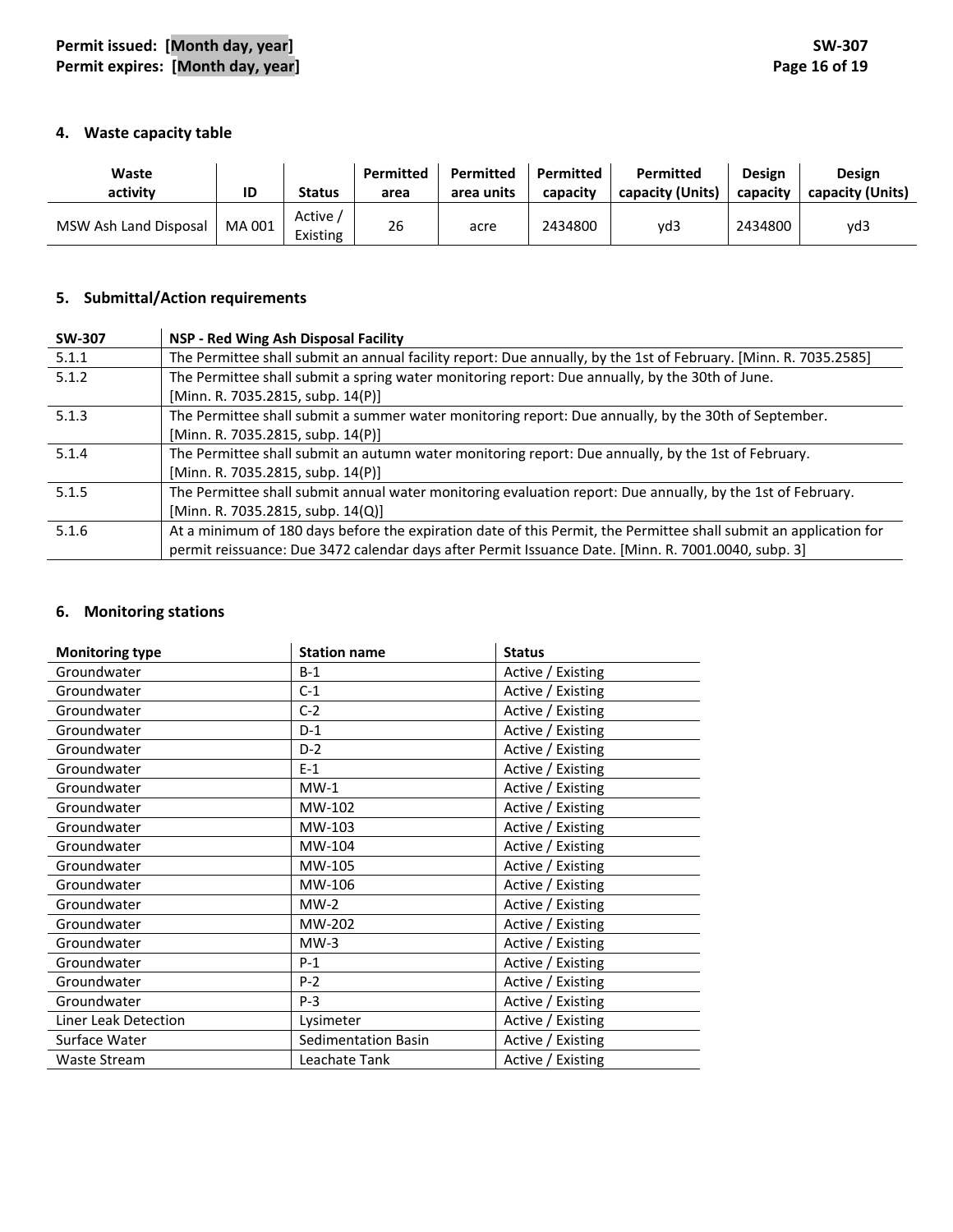### 4. Waste capacity table

| Waste activity | ID | Status | Permitted area | Permitted area units | Permitted capacity | Permitted capacity (Units) | Design capacity | Design capacity (Units) |
|---|---|---|---|---|---|---|---|---|
| MSW Ash Land Disposal | MA 001 | Active / Existing | 26 | acre | 2434800 | yd3 | 2434800 | yd3 |

### 5. Submittal/Action requirements

| SW-307 | NSP - Red Wing Ash Disposal Facility |
|---|---|
| 5.1.1 | The Permittee shall submit an annual facility report: Due annually, by the 1st of February. [Minn. R. 7035.2585] |
| 5.1.2 | The Permittee shall submit a spring water monitoring report: Due annually, by the 30th of June. [Minn. R. 7035.2815, subp. 14(P)] |
| 5.1.3 | The Permittee shall submit a summer water monitoring report: Due annually, by the 30th of September. [Minn. R. 7035.2815, subp. 14(P)] |
| 5.1.4 | The Permittee shall submit an autumn water monitoring report: Due annually, by the 1st of February. [Minn. R. 7035.2815, subp. 14(P)] |
| 5.1.5 | The Permittee shall submit annual water monitoring evaluation report: Due annually, by the 1st of February. [Minn. R. 7035.2815, subp. 14(Q)] |
| 5.1.6 | At a minimum of 180 days before the expiration date of this Permit, the Permittee shall submit an application for permit reissuance: Due 3472 calendar days after Permit Issuance Date. [Minn. R. 7001.0040, subp. 3] |

### 6. Monitoring stations

| Monitoring type | Station name | Status |
|---|---|---|
| Groundwater | B-1 | Active / Existing |
| Groundwater | C-1 | Active / Existing |
| Groundwater | C-2 | Active / Existing |
| Groundwater | D-1 | Active / Existing |
| Groundwater | D-2 | Active / Existing |
| Groundwater | E-1 | Active / Existing |
| Groundwater | MW-1 | Active / Existing |
| Groundwater | MW-102 | Active / Existing |
| Groundwater | MW-103 | Active / Existing |
| Groundwater | MW-104 | Active / Existing |
| Groundwater | MW-105 | Active / Existing |
| Groundwater | MW-106 | Active / Existing |
| Groundwater | MW-2 | Active / Existing |
| Groundwater | MW-202 | Active / Existing |
| Groundwater | MW-3 | Active / Existing |
| Groundwater | P-1 | Active / Existing |
| Groundwater | P-2 | Active / Existing |
| Groundwater | P-3 | Active / Existing |
| Liner Leak Detection | Lysimeter | Active / Existing |
| Surface Water | Sedimentation Basin | Active / Existing |
| Waste Stream | Leachate Tank | Active / Existing |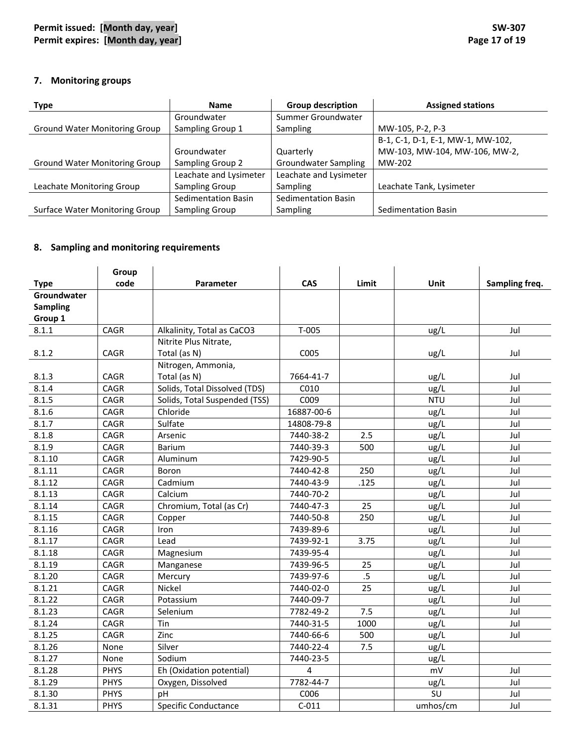## 7. Monitoring groups

| Type | Name | Group description | Assigned stations |
|---|---|---|---|
| Ground Water Monitoring Group | Groundwater Sampling Group 1 | Summer Groundwater Sampling | MW-105, P-2, P-3 |
| Ground Water Monitoring Group | Groundwater Sampling Group 2 | Quarterly Groundwater Sampling | B-1, C-1, D-1, E-1, MW-1, MW-102, MW-103, MW-104, MW-106, MW-2, MW-202 |
| Leachate Monitoring Group | Leachate and Lysimeter Sampling Group | Leachate and Lysimeter Sampling | Leachate Tank, Lysimeter |
| Surface Water Monitoring Group | Sedimentation Basin Sampling Group | Sedimentation Basin Sampling | Sedimentation Basin |

## 8. Sampling and monitoring requirements

| Type | Group code | Parameter | CAS | Limit | Unit | Sampling freq. |
|---|---|---|---|---|---|---|
| **Groundwater Sampling Group 1** | | | | | | |
| 8.1.1 | CAGR | Alkalinity, Total as CaCO3 | T-005 | | ug/L | Jul |
| 8.1.2 | CAGR | Nitrite Plus Nitrate, Total (as N) | C005 | | ug/L | Jul |
| 8.1.3 | CAGR | Nitrogen, Ammonia, Total (as N) | 7664-41-7 | | ug/L | Jul |
| 8.1.4 | CAGR | Solids, Total Dissolved (TDS) | C010 | | ug/L | Jul |
| 8.1.5 | CAGR | Solids, Total Suspended (TSS) | C009 | | NTU | Jul |
| 8.1.6 | CAGR | Chloride | 16887-00-6 | | ug/L | Jul |
| 8.1.7 | CAGR | Sulfate | 14808-79-8 | | ug/L | Jul |
| 8.1.8 | CAGR | Arsenic | 7440-38-2 | 2.5 | ug/L | Jul |
| 8.1.9 | CAGR | Barium | 7440-39-3 | 500 | ug/L | Jul |
| 8.1.10 | CAGR | Aluminum | 7429-90-5 | | ug/L | Jul |
| 8.1.11 | CAGR | Boron | 7440-42-8 | 250 | ug/L | Jul |
| 8.1.12 | CAGR | Cadmium | 7440-43-9 | .125 | ug/L | Jul |
| 8.1.13 | CAGR | Calcium | 7440-70-2 | | ug/L | Jul |
| 8.1.14 | CAGR | Chromium, Total (as Cr) | 7440-47-3 | 25 | ug/L | Jul |
| 8.1.15 | CAGR | Copper | 7440-50-8 | 250 | ug/L | Jul |
| 8.1.16 | CAGR | Iron | 7439-89-6 | | ug/L | Jul |
| 8.1.17 | CAGR | Lead | 7439-92-1 | 3.75 | ug/L | Jul |
| 8.1.18 | CAGR | Magnesium | 7439-95-4 | | ug/L | Jul |
| 8.1.19 | CAGR | Manganese | 7439-96-5 | 25 | ug/L | Jul |
| 8.1.20 | CAGR | Mercury | 7439-97-6 | .5 | ug/L | Jul |
| 8.1.21 | CAGR | Nickel | 7440-02-0 | 25 | ug/L | Jul |
| 8.1.22 | CAGR | Potassium | 7440-09-7 | | ug/L | Jul |
| 8.1.23 | CAGR | Selenium | 7782-49-2 | 7.5 | ug/L | Jul |
| 8.1.24 | CAGR | Tin | 7440-31-5 | 1000 | ug/L | Jul |
| 8.1.25 | CAGR | Zinc | 7440-66-6 | 500 | ug/L | Jul |
| 8.1.26 | None | Silver | 7440-22-4 | 7.5 | ug/L | |
| 8.1.27 | None | Sodium | 7440-23-5 | | ug/L | |
| 8.1.28 | PHYS | Eh (Oxidation potential) | 4 | | mV | Jul |
| 8.1.29 | PHYS | Oxygen, Dissolved | 7782-44-7 | | ug/L | Jul |
| 8.1.30 | PHYS | pH | C006 | | SU | Jul |
| 8.1.31 | PHYS | Specific Conductance | C-011 | | umhos/cm | Jul |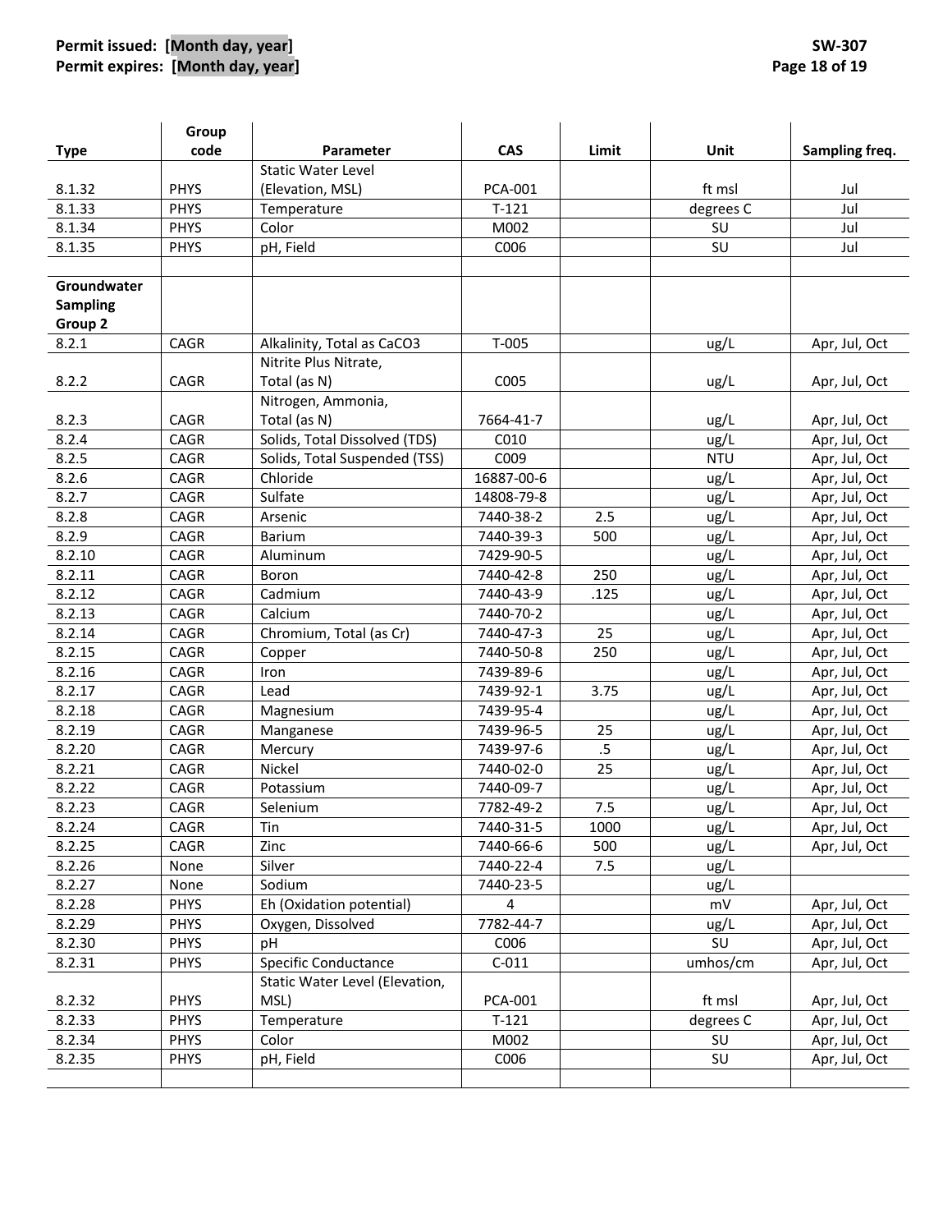| Type | Group code | Parameter | CAS | Limit | Unit | Sampling freq. |
|---|---|---|---|---|---|---|
| 8.1.32 | PHYS | Static Water Level (Elevation, MSL) | PCA-001 | | ft msl | Jul |
| 8.1.33 | PHYS | Temperature | T-121 | | degrees C | Jul |
| 8.1.34 | PHYS | Color | M002 | | SU | Jul |
| 8.1.35 | PHYS | pH, Field | C006 | | SU | Jul |
| | | | | | | |
| **Groundwater Sampling Group 2** | | | | | | |
| 8.2.1 | CAGR | Alkalinity, Total as CaCO3 | T-005 | | ug/L | Apr, Jul, Oct |
| 8.2.2 | CAGR | Nitrite Plus Nitrate, Total (as N) | C005 | | ug/L | Apr, Jul, Oct |
| 8.2.3 | CAGR | Nitrogen, Ammonia, Total (as N) | 7664-41-7 | | ug/L | Apr, Jul, Oct |
| 8.2.4 | CAGR | Solids, Total Dissolved (TDS) | C010 | | ug/L | Apr, Jul, Oct |
| 8.2.5 | CAGR | Solids, Total Suspended (TSS) | C009 | | NTU | Apr, Jul, Oct |
| 8.2.6 | CAGR | Chloride | 16887-00-6 | | ug/L | Apr, Jul, Oct |
| 8.2.7 | CAGR | Sulfate | 14808-79-8 | | ug/L | Apr, Jul, Oct |
| 8.2.8 | CAGR | Arsenic | 7440-38-2 | 2.5 | ug/L | Apr, Jul, Oct |
| 8.2.9 | CAGR | Barium | 7440-39-3 | 500 | ug/L | Apr, Jul, Oct |
| 8.2.10 | CAGR | Aluminum | 7429-90-5 | | ug/L | Apr, Jul, Oct |
| 8.2.11 | CAGR | Boron | 7440-42-8 | 250 | ug/L | Apr, Jul, Oct |
| 8.2.12 | CAGR | Cadmium | 7440-43-9 | .125 | ug/L | Apr, Jul, Oct |
| 8.2.13 | CAGR | Calcium | 7440-70-2 | | ug/L | Apr, Jul, Oct |
| 8.2.14 | CAGR | Chromium, Total (as Cr) | 7440-47-3 | 25 | ug/L | Apr, Jul, Oct |
| 8.2.15 | CAGR | Copper | 7440-50-8 | 250 | ug/L | Apr, Jul, Oct |
| 8.2.16 | CAGR | Iron | 7439-89-6 | | ug/L | Apr, Jul, Oct |
| 8.2.17 | CAGR | Lead | 7439-92-1 | 3.75 | ug/L | Apr, Jul, Oct |
| 8.2.18 | CAGR | Magnesium | 7439-95-4 | | ug/L | Apr, Jul, Oct |
| 8.2.19 | CAGR | Manganese | 7439-96-5 | 25 | ug/L | Apr, Jul, Oct |
| 8.2.20 | CAGR | Mercury | 7439-97-6 | .5 | ug/L | Apr, Jul, Oct |
| 8.2.21 | CAGR | Nickel | 7440-02-0 | 25 | ug/L | Apr, Jul, Oct |
| 8.2.22 | CAGR | Potassium | 7440-09-7 | | ug/L | Apr, Jul, Oct |
| 8.2.23 | CAGR | Selenium | 7782-49-2 | 7.5 | ug/L | Apr, Jul, Oct |
| 8.2.24 | CAGR | Tin | 7440-31-5 | 1000 | ug/L | Apr, Jul, Oct |
| 8.2.25 | CAGR | Zinc | 7440-66-6 | 500 | ug/L | Apr, Jul, Oct |
| 8.2.26 | None | Silver | 7440-22-4 | 7.5 | ug/L | |
| 8.2.27 | None | Sodium | 7440-23-5 | | ug/L | |
| 8.2.28 | PHYS | Eh (Oxidation potential) | 4 | | mV | Apr, Jul, Oct |
| 8.2.29 | PHYS | Oxygen, Dissolved | 7782-44-7 | | ug/L | Apr, Jul, Oct |
| 8.2.30 | PHYS | pH | C006 | | SU | Apr, Jul, Oct |
| 8.2.31 | PHYS | Specific Conductance | C-011 | | umhos/cm | Apr, Jul, Oct |
| 8.2.32 | PHYS | Static Water Level (Elevation, MSL) | PCA-001 | | ft msl | Apr, Jul, Oct |
| 8.2.33 | PHYS | Temperature | T-121 | | degrees C | Apr, Jul, Oct |
| 8.2.34 | PHYS | Color | M002 | | SU | Apr, Jul, Oct |
| 8.2.35 | PHYS | pH, Field | C006 | | SU | Apr, Jul, Oct |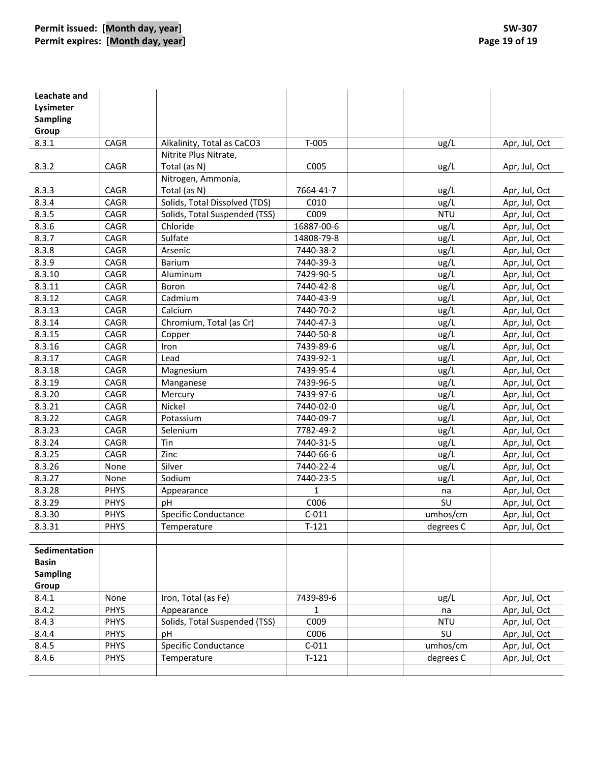| | | | | | | |
|---|---|---|---|---|---|---|
| **Leachate and Lysimeter Sampling Group** | | | | | | |
| 8.3.1 | CAGR | Alkalinity, Total as CaCO3 | T-005 | | ug/L | Apr, Jul, Oct |
| 8.3.2 | CAGR | Nitrite Plus Nitrate, Total (as N) | C005 | | ug/L | Apr, Jul, Oct |
| 8.3.3 | CAGR | Nitrogen, Ammonia, Total (as N) | 7664-41-7 | | ug/L | Apr, Jul, Oct |
| 8.3.4 | CAGR | Solids, Total Dissolved (TDS) | C010 | | ug/L | Apr, Jul, Oct |
| 8.3.5 | CAGR | Solids, Total Suspended (TSS) | C009 | | NTU | Apr, Jul, Oct |
| 8.3.6 | CAGR | Chloride | 16887-00-6 | | ug/L | Apr, Jul, Oct |
| 8.3.7 | CAGR | Sulfate | 14808-79-8 | | ug/L | Apr, Jul, Oct |
| 8.3.8 | CAGR | Arsenic | 7440-38-2 | | ug/L | Apr, Jul, Oct |
| 8.3.9 | CAGR | Barium | 7440-39-3 | | ug/L | Apr, Jul, Oct |
| 8.3.10 | CAGR | Aluminum | 7429-90-5 | | ug/L | Apr, Jul, Oct |
| 8.3.11 | CAGR | Boron | 7440-42-8 | | ug/L | Apr, Jul, Oct |
| 8.3.12 | CAGR | Cadmium | 7440-43-9 | | ug/L | Apr, Jul, Oct |
| 8.3.13 | CAGR | Calcium | 7440-70-2 | | ug/L | Apr, Jul, Oct |
| 8.3.14 | CAGR | Chromium, Total (as Cr) | 7440-47-3 | | ug/L | Apr, Jul, Oct |
| 8.3.15 | CAGR | Copper | 7440-50-8 | | ug/L | Apr, Jul, Oct |
| 8.3.16 | CAGR | Iron | 7439-89-6 | | ug/L | Apr, Jul, Oct |
| 8.3.17 | CAGR | Lead | 7439-92-1 | | ug/L | Apr, Jul, Oct |
| 8.3.18 | CAGR | Magnesium | 7439-95-4 | | ug/L | Apr, Jul, Oct |
| 8.3.19 | CAGR | Manganese | 7439-96-5 | | ug/L | Apr, Jul, Oct |
| 8.3.20 | CAGR | Mercury | 7439-97-6 | | ug/L | Apr, Jul, Oct |
| 8.3.21 | CAGR | Nickel | 7440-02-0 | | ug/L | Apr, Jul, Oct |
| 8.3.22 | CAGR | Potassium | 7440-09-7 | | ug/L | Apr, Jul, Oct |
| 8.3.23 | CAGR | Selenium | 7782-49-2 | | ug/L | Apr, Jul, Oct |
| 8.3.24 | CAGR | Tin | 7440-31-5 | | ug/L | Apr, Jul, Oct |
| 8.3.25 | CAGR | Zinc | 7440-66-6 | | ug/L | Apr, Jul, Oct |
| 8.3.26 | None | Silver | 7440-22-4 | | ug/L | Apr, Jul, Oct |
| 8.3.27 | None | Sodium | 7440-23-5 | | ug/L | Apr, Jul, Oct |
| 8.3.28 | PHYS | Appearance | 1 | | na | Apr, Jul, Oct |
| 8.3.29 | PHYS | pH | C006 | | SU | Apr, Jul, Oct |
| 8.3.30 | PHYS | Specific Conductance | C-011 | | umhos/cm | Apr, Jul, Oct |
| 8.3.31 | PHYS | Temperature | T-121 | | degrees C | Apr, Jul, Oct |
| | | | | | | |
| **Sedimentation Basin Sampling Group** | | | | | | |
| 8.4.1 | None | Iron, Total (as Fe) | 7439-89-6 | | ug/L | Apr, Jul, Oct |
| 8.4.2 | PHYS | Appearance | 1 | | na | Apr, Jul, Oct |
| 8.4.3 | PHYS | Solids, Total Suspended (TSS) | C009 | | NTU | Apr, Jul, Oct |
| 8.4.4 | PHYS | pH | C006 | | SU | Apr, Jul, Oct |
| 8.4.5 | PHYS | Specific Conductance | C-011 | | umhos/cm | Apr, Jul, Oct |
| 8.4.6 | PHYS | Temperature | T-121 | | degrees C | Apr, Jul, Oct |